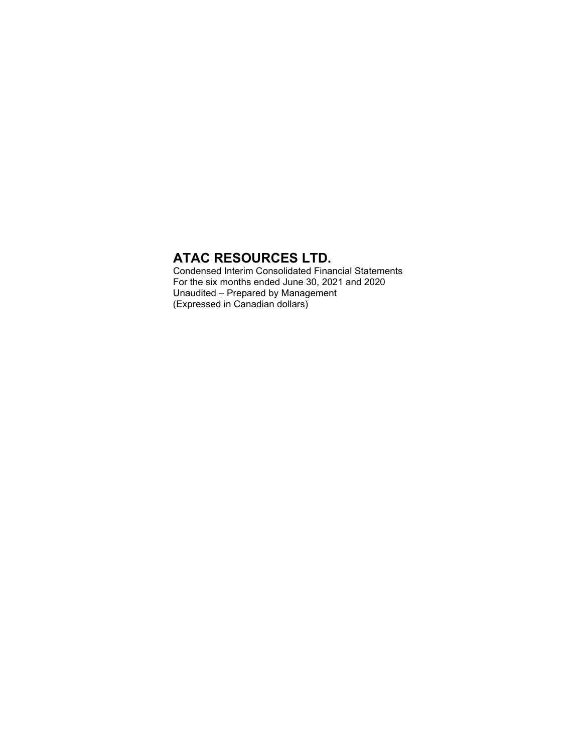# ATAC RESOURCES LTD.

Condensed Interim Consolidated Financial Statements
For the six months ended June 30, 2021 and 2020
Unaudited – Prepared by Management
(Expressed in Canadian dollars)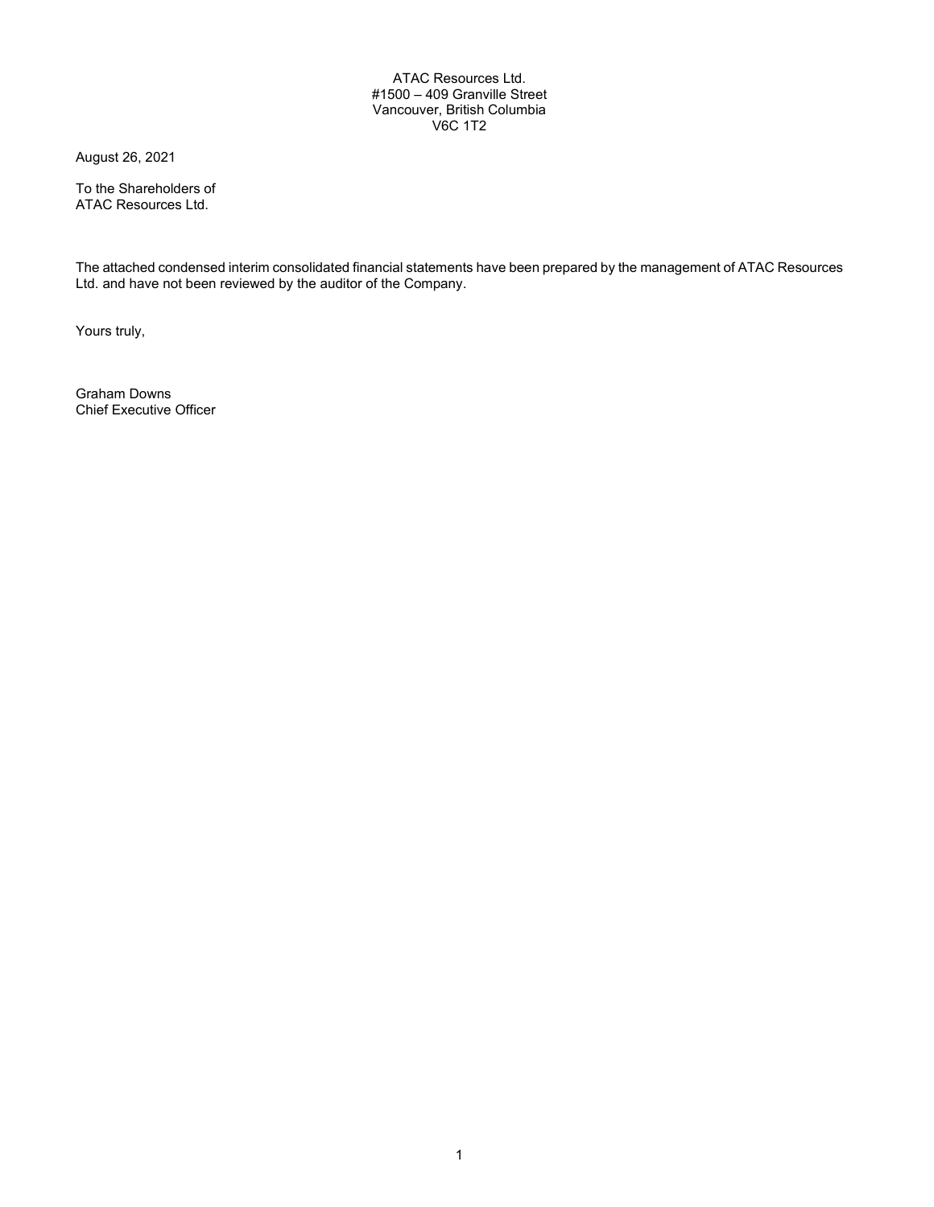ATAC Resources Ltd.
#1500 – 409 Granville Street
Vancouver, British Columbia
V6C 1T2

August 26, 2021

To the Shareholders of
ATAC Resources Ltd.

The attached condensed interim consolidated financial statements have been prepared by the management of ATAC Resources Ltd. and have not been reviewed by the auditor of the Company.

Yours truly,

Graham Downs
Chief Executive Officer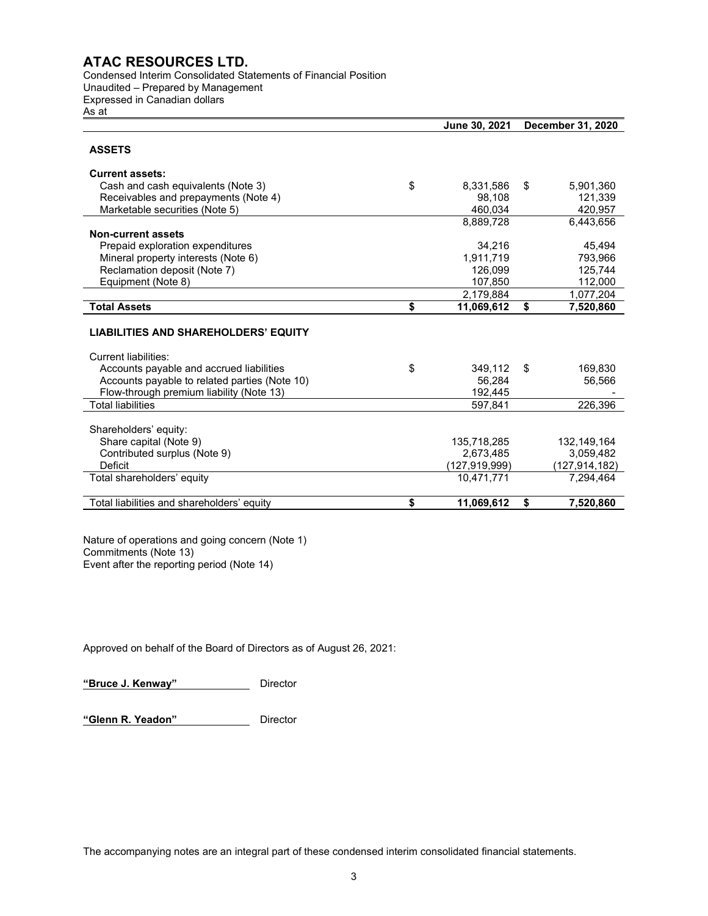# ATAC RESOURCES LTD.

Condensed Interim Consolidated Statements of Financial Position
Unaudited – Prepared by Management
Expressed in Canadian dollars
As at

| | | June 30, 2021 | | December 31, 2020 |
|---|---|---|---|---|
| **ASSETS** | | | | |
| **Current assets:** | | | | |
| Cash and cash equivalents (Note 3) | $ | 8,331,586 | $ | 5,901,360 |
| Receivables and prepayments (Note 4) | | 98,108 | | 121,339 |
| Marketable securities (Note 5) | | 460,034 | | 420,957 |
| | | 8,889,728 | | 6,443,656 |
| **Non-current assets** | | | | |
| Prepaid exploration expenditures | | 34,216 | | 45,494 |
| Mineral property interests (Note 6) | | 1,911,719 | | 793,966 |
| Reclamation deposit (Note 7) | | 126,099 | | 125,744 |
| Equipment (Note 8) | | 107,850 | | 112,000 |
| | | 2,179,884 | | 1,077,204 |
| **Total Assets** | **$** | **11,069,612** | **$** | **7,520,860** |
| **LIABILITIES AND SHAREHOLDERS' EQUITY** | | | | |
| Current liabilities: | | | | |
| Accounts payable and accrued liabilities | $ | 349,112 | $ | 169,830 |
| Accounts payable to related parties (Note 10) | | 56,284 | | 56,566 |
| Flow-through premium liability (Note 13) | | 192,445 | | - |
| Total liabilities | | 597,841 | | 226,396 |
| Shareholders' equity: | | | | |
| Share capital (Note 9) | | 135,718,285 | | 132,149,164 |
| Contributed surplus (Note 9) | | 2,673,485 | | 3,059,482 |
| Deficit | | (127,919,999) | | (127,914,182) |
| Total shareholders' equity | | 10,471,771 | | 7,294,464 |
| Total liabilities and shareholders' equity | **$** | **11,069,612** | **$** | **7,520,860** |

Nature of operations and going concern (Note 1)
Commitments (Note 13)
Event after the reporting period (Note 14)

Approved on behalf of the Board of Directors as of August 26, 2021:

**"Bruce J. Kenway"** Director

**"Glenn R. Yeadon"** Director

The accompanying notes are an integral part of these condensed interim consolidated financial statements.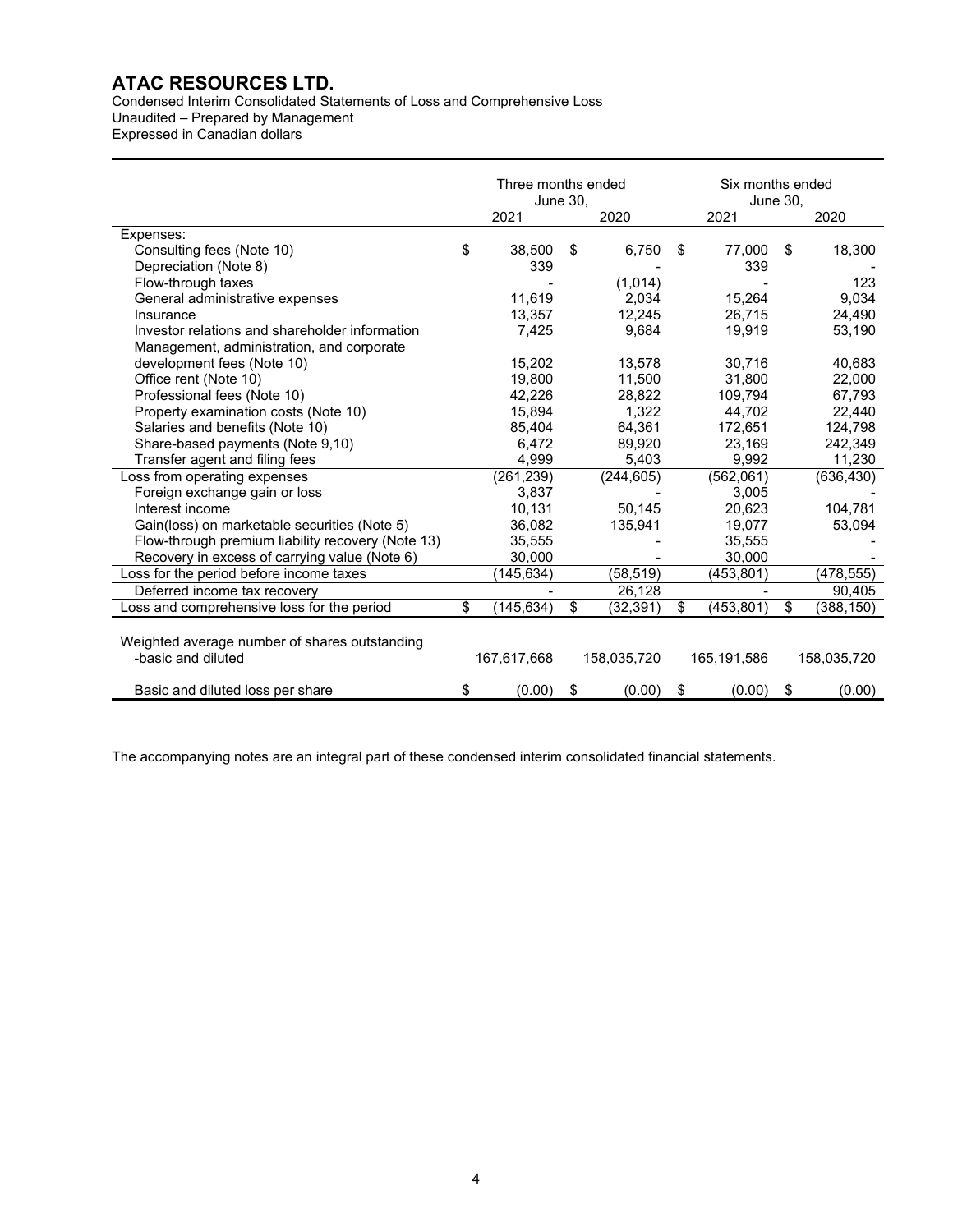# ATAC RESOURCES LTD.

Condensed Interim Consolidated Statements of Loss and Comprehensive Loss
Unaudited – Prepared by Management
Expressed in Canadian dollars

| | Three months ended June 30, | | Six months ended June 30, | |
|---|---|---|---|---|
| | 2021 | 2020 | 2021 | 2020 |
| Expenses: | | | | |
| Consulting fees (Note 10) | $ 38,500 | $ 6,750 | $ 77,000 | $ 18,300 |
| Depreciation (Note 8) | 339 | - | 339 | - |
| Flow-through taxes | - | (1,014) | - | 123 |
| General administrative expenses | 11,619 | 2,034 | 15,264 | 9,034 |
| Insurance | 13,357 | 12,245 | 26,715 | 24,490 |
| Investor relations and shareholder information | 7,425 | 9,684 | 19,919 | 53,190 |
| Management, administration, and corporate development fees (Note 10) | 15,202 | 13,578 | 30,716 | 40,683 |
| Office rent (Note 10) | 19,800 | 11,500 | 31,800 | 22,000 |
| Professional fees (Note 10) | 42,226 | 28,822 | 109,794 | 67,793 |
| Property examination costs (Note 10) | 15,894 | 1,322 | 44,702 | 22,440 |
| Salaries and benefits (Note 10) | 85,404 | 64,361 | 172,651 | 124,798 |
| Share-based payments (Note 9,10) | 6,472 | 89,920 | 23,169 | 242,349 |
| Transfer agent and filing fees | 4,999 | 5,403 | 9,992 | 11,230 |
| Loss from operating expenses | (261,239) | (244,605) | (562,061) | (636,430) |
| Foreign exchange gain or loss | 3,837 | - | 3,005 | - |
| Interest income | 10,131 | 50,145 | 20,623 | 104,781 |
| Gain(loss) on marketable securities (Note 5) | 36,082 | 135,941 | 19,077 | 53,094 |
| Flow-through premium liability recovery (Note 13) | 35,555 | - | 35,555 | - |
| Recovery in excess of carrying value (Note 6) | 30,000 | - | 30,000 | - |
| Loss for the period before income taxes | (145,634) | (58,519) | (453,801) | (478,555) |
| Deferred income tax recovery | - | 26,128 | - | 90,405 |
| Loss and comprehensive loss for the period | $ (145,634) | $ (32,391) | $ (453,801) | $ (388,150) |
| Weighted average number of shares outstanding -basic and diluted | 167,617,668 | 158,035,720 | 165,191,586 | 158,035,720 |
| Basic and diluted loss per share | $ (0.00) | $ (0.00) | $ (0.00) | $ (0.00) |

The accompanying notes are an integral part of these condensed interim consolidated financial statements.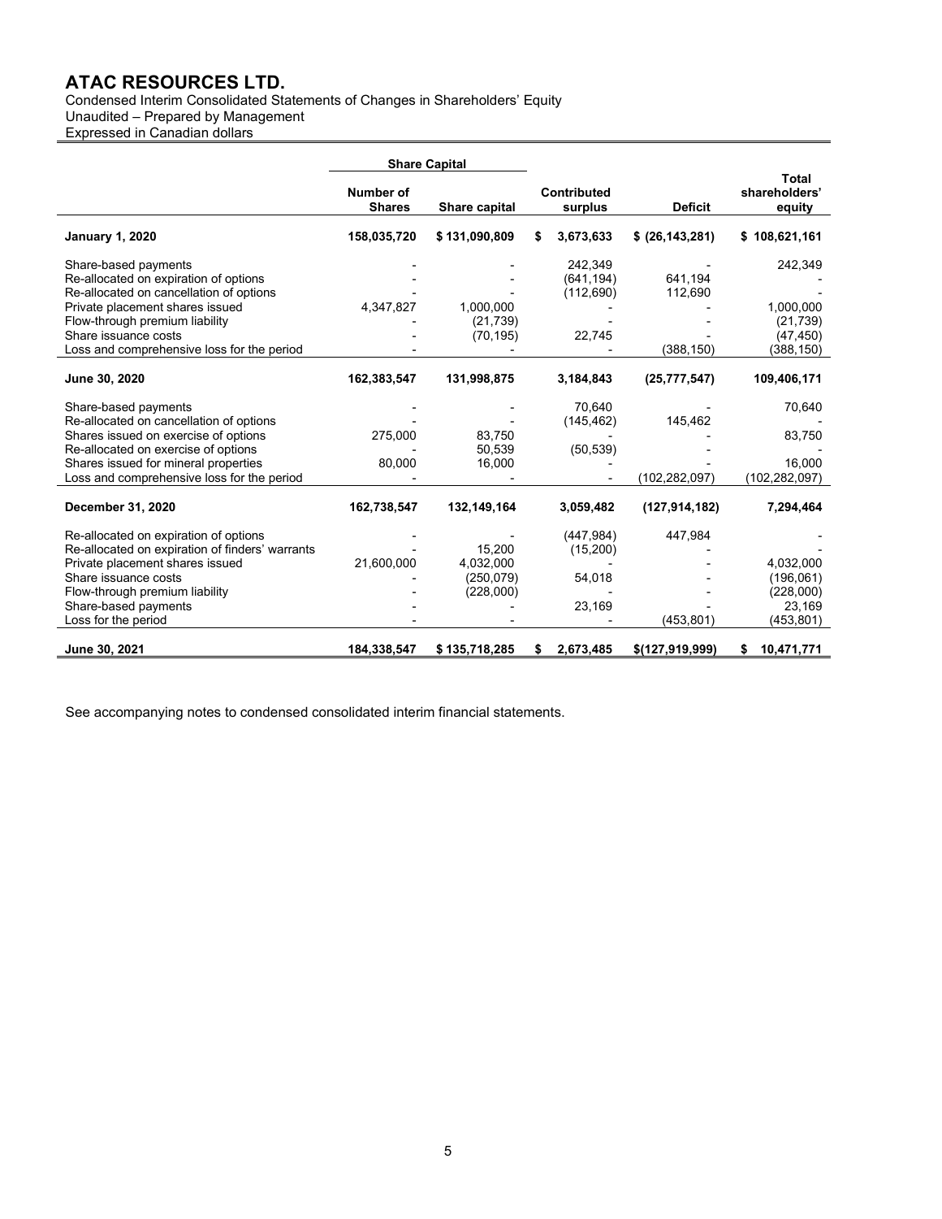# ATAC RESOURCES LTD.

Condensed Interim Consolidated Statements of Changes in Shareholders' Equity
Unaudited – Prepared by Management
Expressed in Canadian dollars

| | Share Capital | | | | |
|---|---|---|---|---|---|
| | Number of Shares | Share capital | Contributed surplus | Deficit | Total shareholders' equity |
| **January 1, 2020** | **158,035,720** | **$ 131,090,809** | **$ 3,673,633** | **$ (26,143,281)** | **$ 108,621,161** |
| Share-based payments | - | - | 242,349 | - | 242,349 |
| Re-allocated on expiration of options | - | - | (641,194) | 641,194 | - |
| Re-allocated on cancellation of options | - | - | (112,690) | 112,690 | - |
| Private placement shares issued | 4,347,827 | 1,000,000 | - | - | 1,000,000 |
| Flow-through premium liability | - | (21,739) | - | - | (21,739) |
| Share issuance costs | - | (70,195) | 22,745 | - | (47,450) |
| Loss and comprehensive loss for the period | - | - | - | (388,150) | (388,150) |
| **June 30, 2020** | **162,383,547** | **131,998,875** | **3,184,843** | **(25,777,547)** | **109,406,171** |
| Share-based payments | - | - | 70,640 | - | 70,640 |
| Re-allocated on cancellation of options | - | - | (145,462) | 145,462 | - |
| Shares issued on exercise of options | 275,000 | 83,750 | - | - | 83,750 |
| Re-allocated on exercise of options | - | 50,539 | (50,539) | - | - |
| Shares issued for mineral properties | 80,000 | 16,000 | - | - | 16,000 |
| Loss and comprehensive loss for the period | - | - | - | (102,282,097) | (102,282,097) |
| **December 31, 2020** | **162,738,547** | **132,149,164** | **3,059,482** | **(127,914,182)** | **7,294,464** |
| Re-allocated on expiration of options | - | - | (447,984) | 447,984 | - |
| Re-allocated on expiration of finders' warrants | - | 15,200 | (15,200) | - | - |
| Private placement shares issued | 21,600,000 | 4,032,000 | - | - | 4,032,000 |
| Share issuance costs | - | (250,079) | 54,018 | - | (196,061) |
| Flow-through premium liability | - | (228,000) | - | - | (228,000) |
| Share-based payments | - | - | 23,169 | - | 23,169 |
| Loss for the period | - | - | - | (453,801) | (453,801) |
| **June 30, 2021** | **184,338,547** | **$ 135,718,285** | **$ 2,673,485** | **$(127,919,999)** | **$ 10,471,771** |

See accompanying notes to condensed consolidated interim financial statements.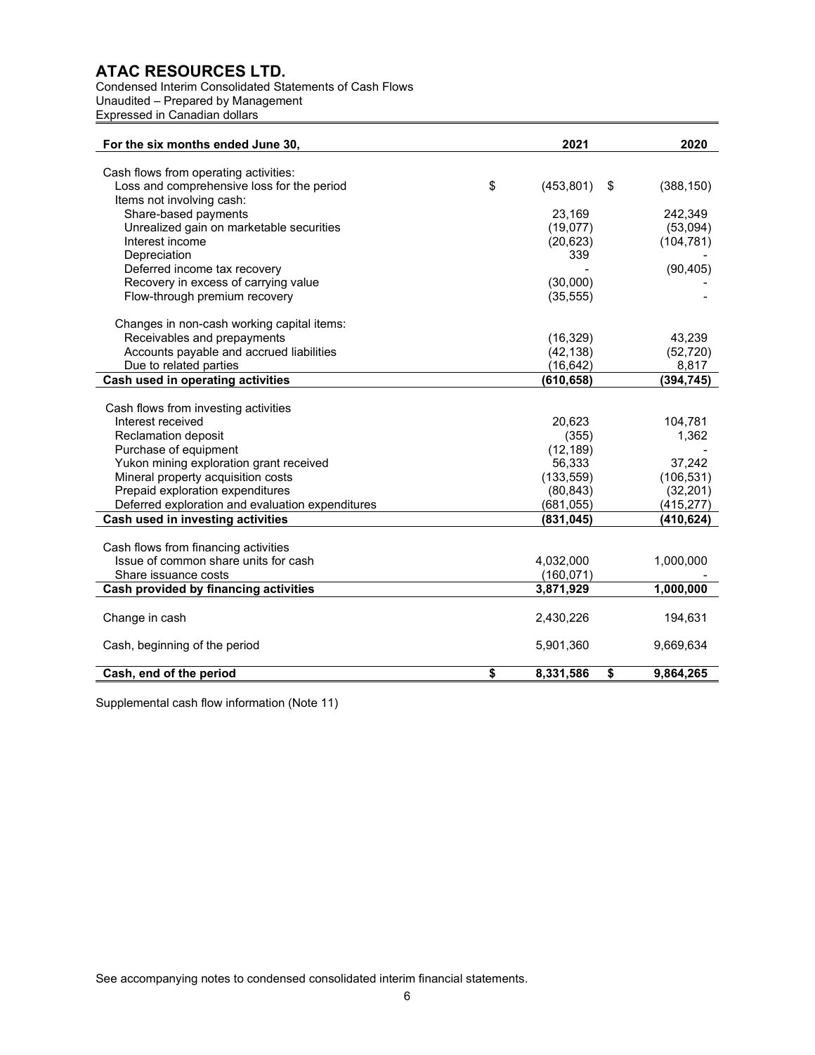# ATAC RESOURCES LTD.

Condensed Interim Consolidated Statements of Cash Flows
Unaudited – Prepared by Management
Expressed in Canadian dollars

| For the six months ended June 30, | 2021 | 2020 |
|---|---|---|
| Cash flows from operating activities: | | |
| Loss and comprehensive loss for the period | $ (453,801) | $ (388,150) |
| Items not involving cash: | | |
| Share-based payments | 23,169 | 242,349 |
| Unrealized gain on marketable securities | (19,077) | (53,094) |
| Interest income | (20,623) | (104,781) |
| Depreciation | 339 | - |
| Deferred income tax recovery | - | (90,405) |
| Recovery in excess of carrying value | (30,000) | - |
| Flow-through premium recovery | (35,555) | - |
| Changes in non-cash working capital items: | | |
| Receivables and prepayments | (16,329) | 43,239 |
| Accounts payable and accrued liabilities | (42,138) | (52,720) |
| Due to related parties | (16,642) | 8,817 |
| **Cash used in operating activities** | **(610,658)** | **(394,745)** |
| Cash flows from investing activities | | |
| Interest received | 20,623 | 104,781 |
| Reclamation deposit | (355) | 1,362 |
| Purchase of equipment | (12,189) | - |
| Yukon mining exploration grant received | 56,333 | 37,242 |
| Mineral property acquisition costs | (133,559) | (106,531) |
| Prepaid exploration expenditures | (80,843) | (32,201) |
| Deferred exploration and evaluation expenditures | (681,055) | (415,277) |
| **Cash used in investing activities** | **(831,045)** | **(410,624)** |
| Cash flows from financing activities | | |
| Issue of common share units for cash | 4,032,000 | 1,000,000 |
| Share issuance costs | (160,071) | - |
| **Cash provided by financing activities** | **3,871,929** | **1,000,000** |
| Change in cash | 2,430,226 | 194,631 |
| Cash, beginning of the period | 5,901,360 | 9,669,634 |
| **Cash, end of the period** | **$ 8,331,586** | **$ 9,864,265** |

Supplemental cash flow information (Note 11)

See accompanying notes to condensed consolidated interim financial statements.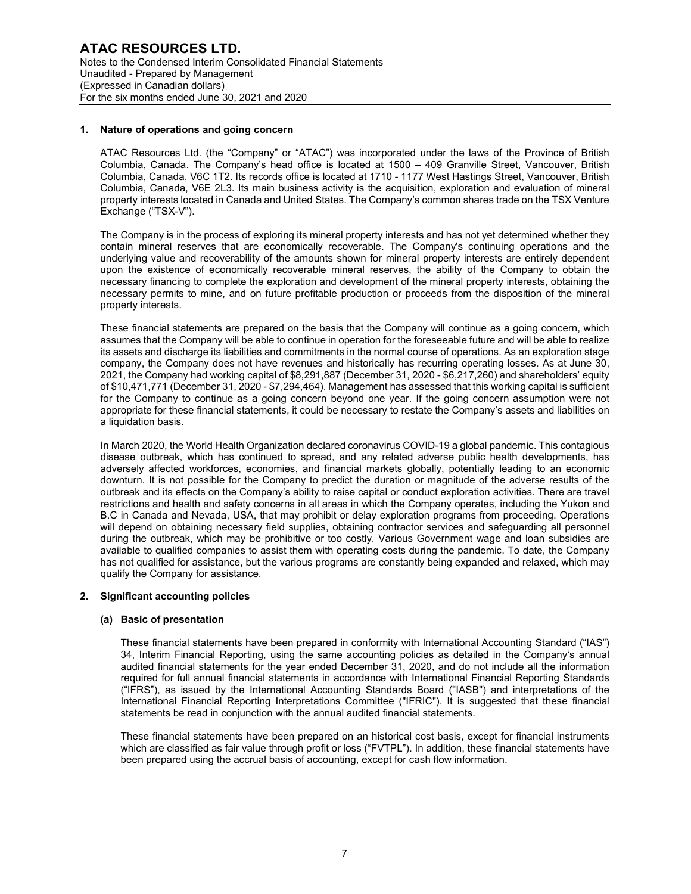## 1. Nature of operations and going concern

ATAC Resources Ltd. (the "Company" or "ATAC") was incorporated under the laws of the Province of British Columbia, Canada. The Company's head office is located at 1500 – 409 Granville Street, Vancouver, British Columbia, Canada, V6C 1T2. Its records office is located at 1710 - 1177 West Hastings Street, Vancouver, British Columbia, Canada, V6E 2L3. Its main business activity is the acquisition, exploration and evaluation of mineral property interests located in Canada and United States. The Company's common shares trade on the TSX Venture Exchange ("TSX-V").

The Company is in the process of exploring its mineral property interests and has not yet determined whether they contain mineral reserves that are economically recoverable. The Company's continuing operations and the underlying value and recoverability of the amounts shown for mineral property interests are entirely dependent upon the existence of economically recoverable mineral reserves, the ability of the Company to obtain the necessary financing to complete the exploration and development of the mineral property interests, obtaining the necessary permits to mine, and on future profitable production or proceeds from the disposition of the mineral property interests.

These financial statements are prepared on the basis that the Company will continue as a going concern, which assumes that the Company will be able to continue in operation for the foreseeable future and will be able to realize its assets and discharge its liabilities and commitments in the normal course of operations. As an exploration stage company, the Company does not have revenues and historically has recurring operating losses. As at June 30, 2021, the Company had working capital of $8,291,887 (December 31, 2020 - $6,217,260) and shareholders' equity of $10,471,771 (December 31, 2020 - $7,294,464). Management has assessed that this working capital is sufficient for the Company to continue as a going concern beyond one year. If the going concern assumption were not appropriate for these financial statements, it could be necessary to restate the Company's assets and liabilities on a liquidation basis.

In March 2020, the World Health Organization declared coronavirus COVID-19 a global pandemic. This contagious disease outbreak, which has continued to spread, and any related adverse public health developments, has adversely affected workforces, economies, and financial markets globally, potentially leading to an economic downturn. It is not possible for the Company to predict the duration or magnitude of the adverse results of the outbreak and its effects on the Company's ability to raise capital or conduct exploration activities. There are travel restrictions and health and safety concerns in all areas in which the Company operates, including the Yukon and B.C in Canada and Nevada, USA, that may prohibit or delay exploration programs from proceeding. Operations will depend on obtaining necessary field supplies, obtaining contractor services and safeguarding all personnel during the outbreak, which may be prohibitive or too costly. Various Government wage and loan subsidies are available to qualified companies to assist them with operating costs during the pandemic. To date, the Company has not qualified for assistance, but the various programs are constantly being expanded and relaxed, which may qualify the Company for assistance.

## 2. Significant accounting policies

### (a) Basic of presentation

These financial statements have been prepared in conformity with International Accounting Standard ("IAS") 34, Interim Financial Reporting, using the same accounting policies as detailed in the Company's annual audited financial statements for the year ended December 31, 2020, and do not include all the information required for full annual financial statements in accordance with International Financial Reporting Standards ("IFRS"), as issued by the International Accounting Standards Board ("IASB") and interpretations of the International Financial Reporting Interpretations Committee ("IFRIC"). It is suggested that these financial statements be read in conjunction with the annual audited financial statements.

These financial statements have been prepared on an historical cost basis, except for financial instruments which are classified as fair value through profit or loss ("FVTPL"). In addition, these financial statements have been prepared using the accrual basis of accounting, except for cash flow information.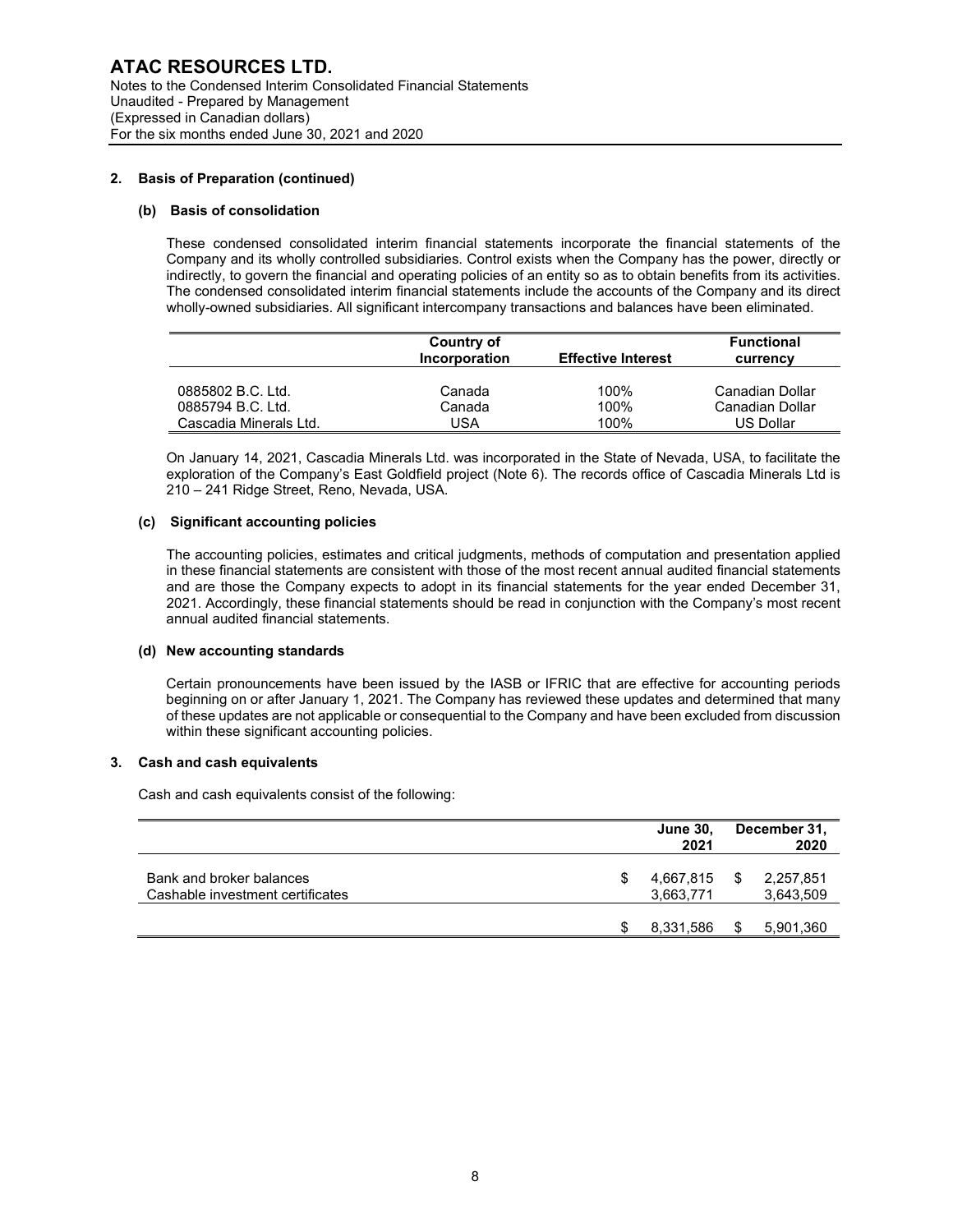## 2. Basis of Preparation (continued)

### (b) Basis of consolidation

These condensed consolidated interim financial statements incorporate the financial statements of the Company and its wholly controlled subsidiaries. Control exists when the Company has the power, directly or indirectly, to govern the financial and operating policies of an entity so as to obtain benefits from its activities. The condensed consolidated interim financial statements include the accounts of the Company and its direct wholly-owned subsidiaries. All significant intercompany transactions and balances have been eliminated.

| | Country of Incorporation | Effective Interest | Functional currency |
|---|---|---|---|
| 0885802 B.C. Ltd. | Canada | 100% | Canadian Dollar |
| 0885794 B.C. Ltd. | Canada | 100% | Canadian Dollar |
| Cascadia Minerals Ltd. | USA | 100% | US Dollar |

On January 14, 2021, Cascadia Minerals Ltd. was incorporated in the State of Nevada, USA, to facilitate the exploration of the Company's East Goldfield project (Note 6). The records office of Cascadia Minerals Ltd is 210 – 241 Ridge Street, Reno, Nevada, USA.

### (c) Significant accounting policies

The accounting policies, estimates and critical judgments, methods of computation and presentation applied in these financial statements are consistent with those of the most recent annual audited financial statements and are those the Company expects to adopt in its financial statements for the year ended December 31, 2021. Accordingly, these financial statements should be read in conjunction with the Company's most recent annual audited financial statements.

### (d) New accounting standards

Certain pronouncements have been issued by the IASB or IFRIC that are effective for accounting periods beginning on or after January 1, 2021. The Company has reviewed these updates and determined that many of these updates are not applicable or consequential to the Company and have been excluded from discussion within these significant accounting policies.

## 3. Cash and cash equivalents

Cash and cash equivalents consist of the following:

| | June 30, 2021 | December 31, 2020 |
|---|---|---|
| Bank and broker balances | $ 4,667,815 | $ 2,257,851 |
| Cashable investment certificates | 3,663,771 | 3,643,509 |
| | $ 8,331,586 | $ 5,901,360 |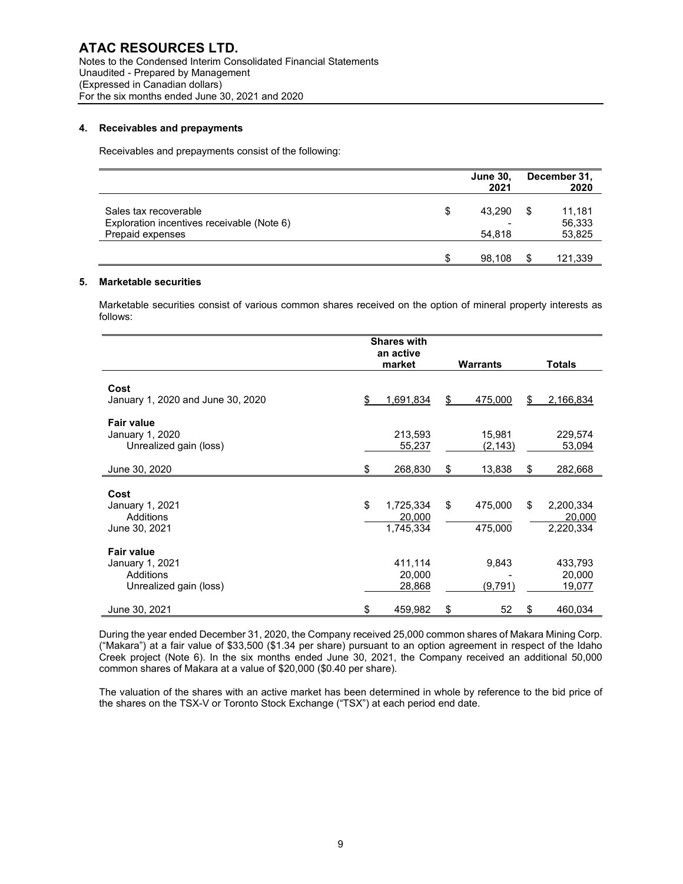#### 4. Receivables and prepayments

Receivables and prepayments consist of the following:

| | June 30, 2021 | December 31, 2020 |
|---|---|---|
| Sales tax recoverable | $ 43,290 | $ 11,181 |
| Exploration incentives receivable (Note 6) | - | 56,333 |
| Prepaid expenses | 54,818 | 53,825 |
| | $ 98,108 | $ 121,339 |

#### 5. Marketable securities

Marketable securities consist of various common shares received on the option of mineral property interests as follows:

| | Shares with an active market | Warrants | Totals |
|---|---|---|---|
| **Cost** | | | |
| January 1, 2020 and June 30, 2020 | $ 1,691,834 | $ 475,000 | $ 2,166,834 |
| **Fair value** | | | |
| January 1, 2020 | 213,593 | 15,981 | 229,574 |
| Unrealized gain (loss) | 55,237 | (2,143) | 53,094 |
| June 30, 2020 | $ 268,830 | $ 13,838 | $ 282,668 |
| **Cost** | | | |
| January 1, 2021 | $ 1,725,334 | $ 475,000 | $ 2,200,334 |
| Additions | 20,000 | | 20,000 |
| June 30, 2021 | 1,745,334 | 475,000 | 2,220,334 |
| **Fair value** | | | |
| January 1, 2021 | 411,114 | 9,843 | 433,793 |
| Additions | 20,000 | - | 20,000 |
| Unrealized gain (loss) | 28,868 | (9,791) | 19,077 |
| June 30, 2021 | $ 459,982 | $ 52 | $ 460,034 |

During the year ended December 31, 2020, the Company received 25,000 common shares of Makara Mining Corp. ("Makara") at a fair value of $33,500 ($1.34 per share) pursuant to an option agreement in respect of the Idaho Creek project (Note 6). In the six months ended June 30, 2021, the Company received an additional 50,000 common shares of Makara at a value of $20,000 ($0.40 per share).

The valuation of the shares with an active market has been determined in whole by reference to the bid price of the shares on the TSX-V or Toronto Stock Exchange ("TSX") at each period end date.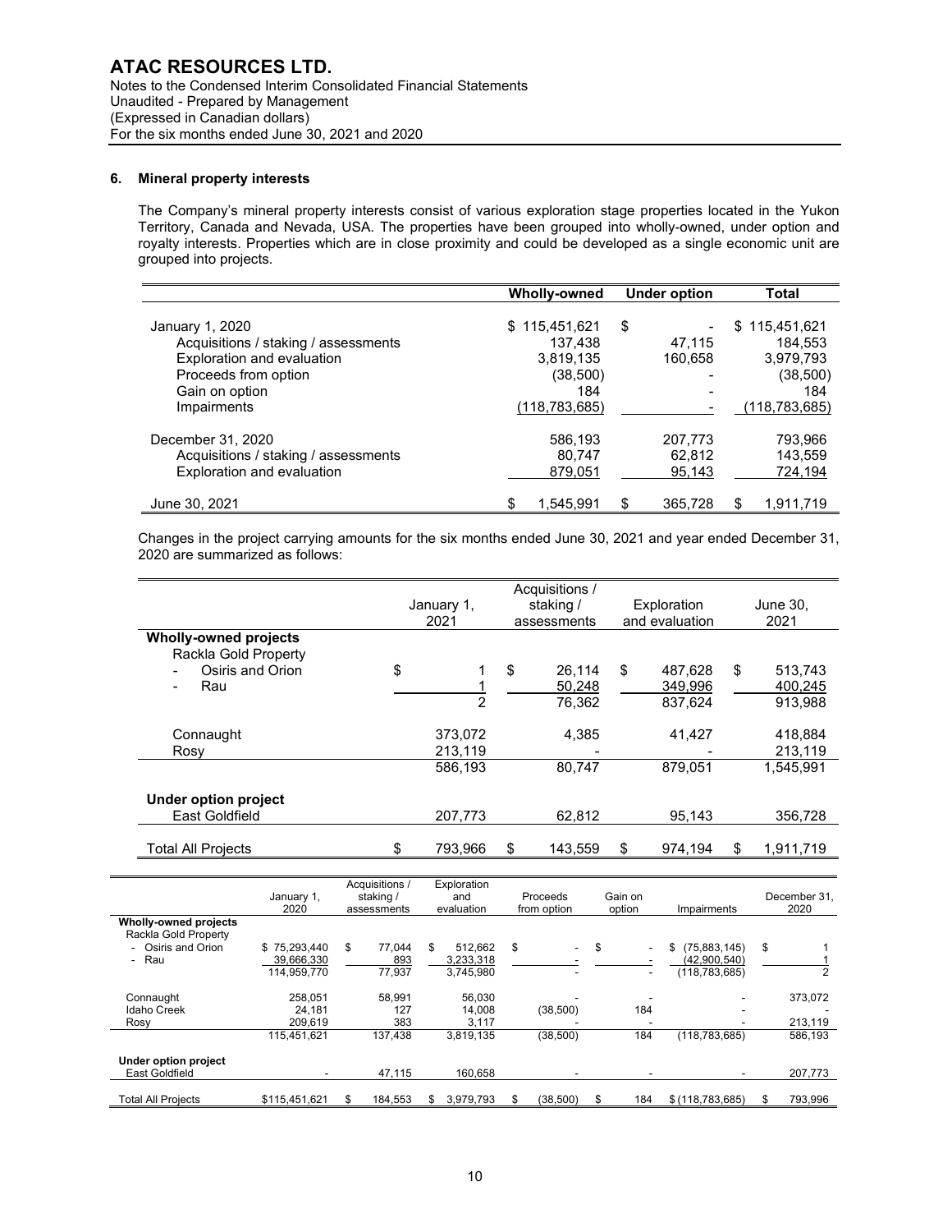## 6. Mineral property interests

The Company's mineral property interests consist of various exploration stage properties located in the Yukon Territory, Canada and Nevada, USA. The properties have been grouped into wholly-owned, under option and royalty interests. Properties which are in close proximity and could be developed as a single economic unit are grouped into projects.

| | Wholly-owned | Under option | Total |
|---|---|---|---|
| January 1, 2020 | $ 115,451,621 | $ - | $ 115,451,621 |
| Acquisitions / staking / assessments | 137,438 | 47,115 | 184,553 |
| Exploration and evaluation | 3,819,135 | 160,658 | 3,979,793 |
| Proceeds from option | (38,500) | - | (38,500) |
| Gain on option | 184 | - | 184 |
| Impairments | (118,783,685) | - | (118,783,685) |
| December 31, 2020 | 586,193 | 207,773 | 793,966 |
| Acquisitions / staking / assessments | 80,747 | 62,812 | 143,559 |
| Exploration and evaluation | 879,051 | 95,143 | 724,194 |
| June 30, 2021 | $ 1,545,991 | $ 365,728 | $ 1,911,719 |

Changes in the project carrying amounts for the six months ended June 30, 2021 and year ended December 31, 2020 are summarized as follows:

| | January 1, 2021 | Acquisitions / staking / assessments | Exploration and evaluation | June 30, 2021 |
|---|---|---|---|---|
| **Wholly-owned projects** | | | | |
| Rackla Gold Property | | | | |
| - Osiris and Orion | $ 1 | $ 26,114 | $ 487,628 | $ 513,743 |
| - Rau | 1 | 50,248 | 349,996 | 400,245 |
| | 2 | 76,362 | 837,624 | 913,988 |
| Connaught | 373,072 | 4,385 | 41,427 | 418,884 |
| Rosy | 213,119 | - | - | 213,119 |
| | 586,193 | 80,747 | 879,051 | 1,545,991 |
| **Under option project** | | | | |
| East Goldfield | 207,773 | 62,812 | 95,143 | 356,728 |
| Total All Projects | $ 793,966 | $ 143,559 | $ 974,194 | $ 1,911,719 |

| | January 1, 2020 | Acquisitions / staking / assessments | Exploration and evaluation | Proceeds from option | Gain on option | Impairments | December 31, 2020 |
|---|---|---|---|---|---|---|---|
| **Wholly-owned projects** | | | | | | | |
| Rackla Gold Property | | | | | | | |
| - Osiris and Orion | $ 75,293,440 | $ 77,044 | $ 512,662 | $ - | $ - | $ (75,883,145) | $ 1 |
| - Rau | 39,666,330 | 893 | 3,233,318 | - | - | (42,900,540) | 1 |
| | 114,959,770 | 77,937 | 3,745,980 | - | - | (118,783,685) | 2 |
| Connaught | 258,051 | 58,991 | 56,030 | - | - | - | 373,072 |
| Idaho Creek | 24,181 | 127 | 14,008 | (38,500) | 184 | - | - |
| Rosy | 209,619 | 383 | 3,117 | - | - | - | 213,119 |
| | 115,451,621 | 137,438 | 3,819,135 | (38,500) | 184 | (118,783,685) | 586,193 |
| **Under option project** | | | | | | | |
| East Goldfield | - | 47,115 | 160,658 | - | - | - | 207,773 |
| Total All Projects | $115,451,621 | $ 184,553 | $ 3,979,793 | $ (38,500) | $ 184 | $ (118,783,685) | $ 793,996 |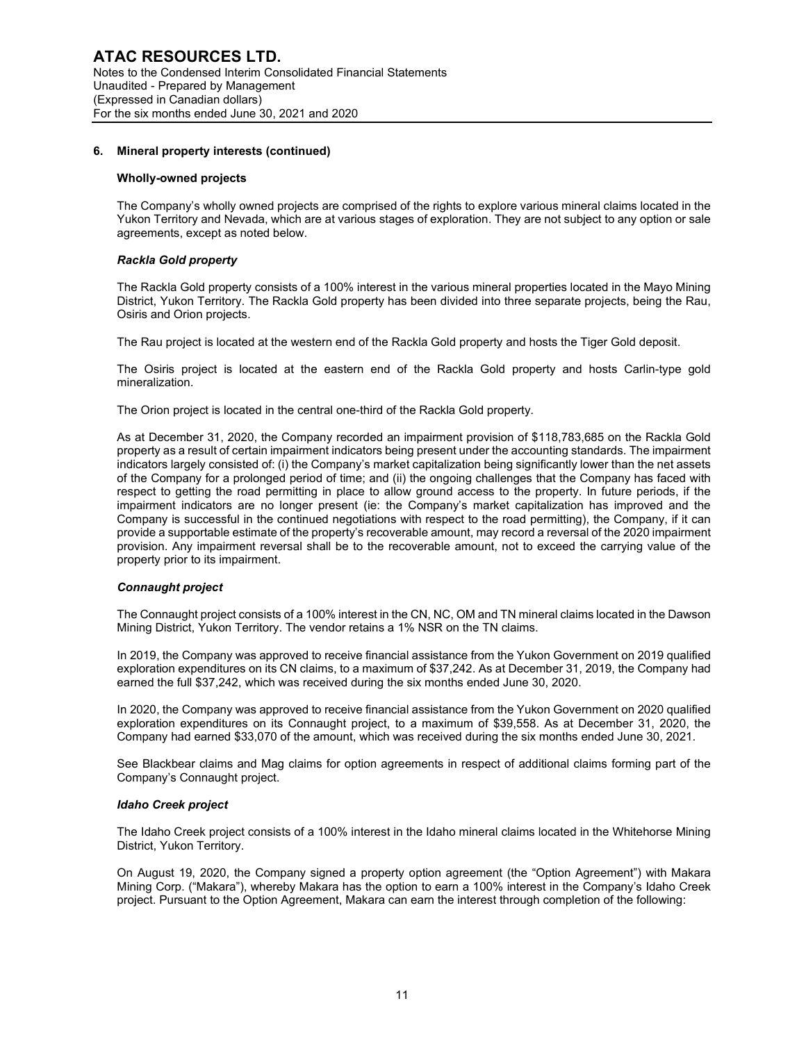## 6. Mineral property interests (continued)

### Wholly-owned projects

The Company's wholly owned projects are comprised of the rights to explore various mineral claims located in the Yukon Territory and Nevada, which are at various stages of exploration. They are not subject to any option or sale agreements, except as noted below.

#### *Rackla Gold property*

The Rackla Gold property consists of a 100% interest in the various mineral properties located in the Mayo Mining District, Yukon Territory. The Rackla Gold property has been divided into three separate projects, being the Rau, Osiris and Orion projects.

The Rau project is located at the western end of the Rackla Gold property and hosts the Tiger Gold deposit.

The Osiris project is located at the eastern end of the Rackla Gold property and hosts Carlin-type gold mineralization.

The Orion project is located in the central one-third of the Rackla Gold property.

As at December 31, 2020, the Company recorded an impairment provision of $118,783,685 on the Rackla Gold property as a result of certain impairment indicators being present under the accounting standards. The impairment indicators largely consisted of: (i) the Company's market capitalization being significantly lower than the net assets of the Company for a prolonged period of time; and (ii) the ongoing challenges that the Company has faced with respect to getting the road permitting in place to allow ground access to the property. In future periods, if the impairment indicators are no longer present (ie: the Company's market capitalization has improved and the Company is successful in the continued negotiations with respect to the road permitting), the Company, if it can provide a supportable estimate of the property's recoverable amount, may record a reversal of the 2020 impairment provision. Any impairment reversal shall be to the recoverable amount, not to exceed the carrying value of the property prior to its impairment.

#### *Connaught project*

The Connaught project consists of a 100% interest in the CN, NC, OM and TN mineral claims located in the Dawson Mining District, Yukon Territory. The vendor retains a 1% NSR on the TN claims.

In 2019, the Company was approved to receive financial assistance from the Yukon Government on 2019 qualified exploration expenditures on its CN claims, to a maximum of $37,242. As at December 31, 2019, the Company had earned the full $37,242, which was received during the six months ended June 30, 2020.

In 2020, the Company was approved to receive financial assistance from the Yukon Government on 2020 qualified exploration expenditures on its Connaught project, to a maximum of $39,558. As at December 31, 2020, the Company had earned $33,070 of the amount, which was received during the six months ended June 30, 2021.

See Blackbear claims and Mag claims for option agreements in respect of additional claims forming part of the Company's Connaught project.

#### *Idaho Creek project*

The Idaho Creek project consists of a 100% interest in the Idaho mineral claims located in the Whitehorse Mining District, Yukon Territory.

On August 19, 2020, the Company signed a property option agreement (the "Option Agreement") with Makara Mining Corp. ("Makara"), whereby Makara has the option to earn a 100% interest in the Company's Idaho Creek project. Pursuant to the Option Agreement, Makara can earn the interest through completion of the following: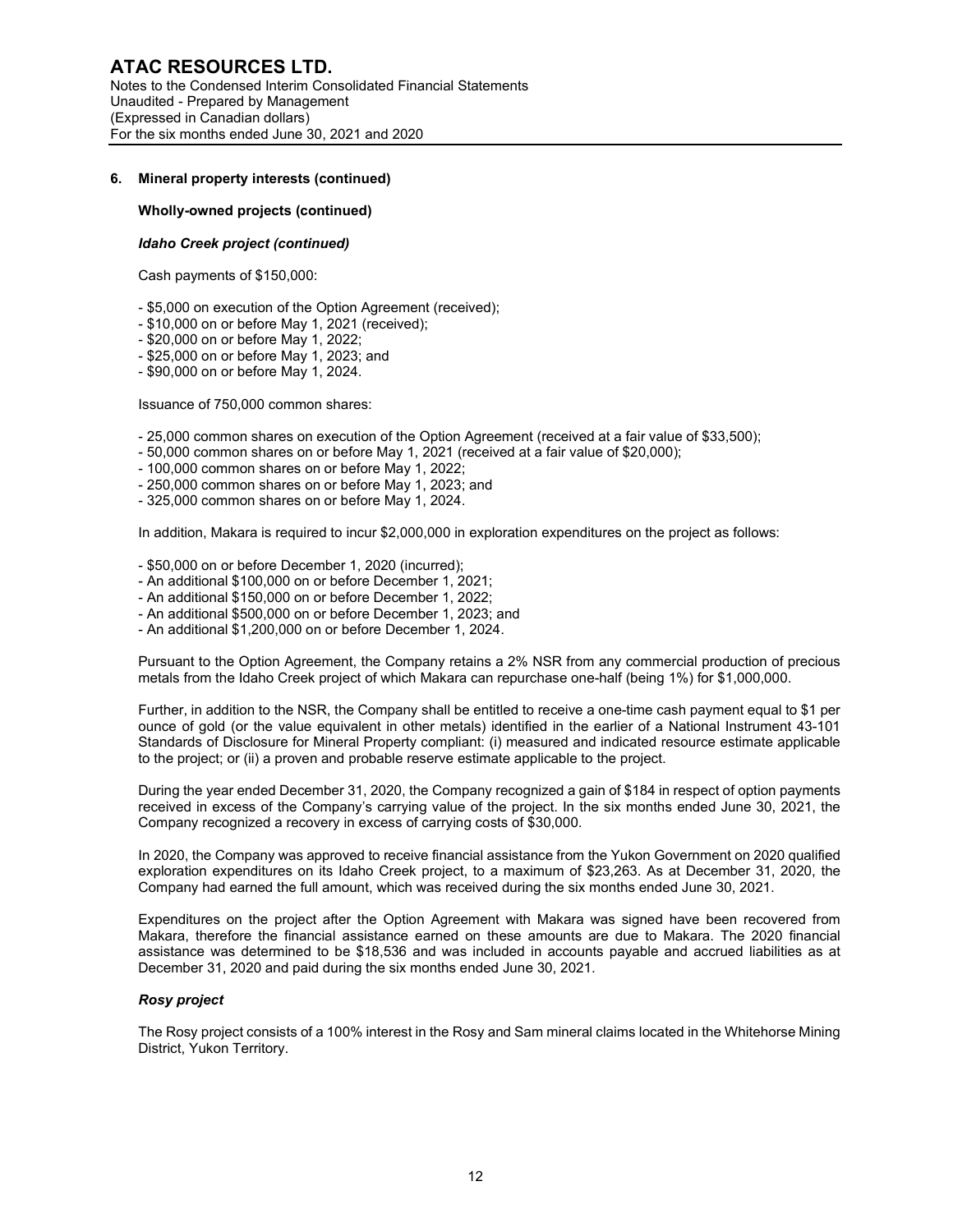## 6. Mineral property interests (continued)

### Wholly-owned projects (continued)

#### *Idaho Creek project (continued)*

Cash payments of $150,000:

- $5,000 on execution of the Option Agreement (received);
- $10,000 on or before May 1, 2021 (received);
- $20,000 on or before May 1, 2022;
- $25,000 on or before May 1, 2023; and
- $90,000 on or before May 1, 2024.

Issuance of 750,000 common shares:

- 25,000 common shares on execution of the Option Agreement (received at a fair value of $33,500);
- 50,000 common shares on or before May 1, 2021 (received at a fair value of $20,000);
- 100,000 common shares on or before May 1, 2022;
- 250,000 common shares on or before May 1, 2023; and
- 325,000 common shares on or before May 1, 2024.

In addition, Makara is required to incur $2,000,000 in exploration expenditures on the project as follows:

- $50,000 on or before December 1, 2020 (incurred);
- An additional $100,000 on or before December 1, 2021;
- An additional $150,000 on or before December 1, 2022;
- An additional $500,000 on or before December 1, 2023; and
- An additional $1,200,000 on or before December 1, 2024.

Pursuant to the Option Agreement, the Company retains a 2% NSR from any commercial production of precious metals from the Idaho Creek project of which Makara can repurchase one-half (being 1%) for $1,000,000.

Further, in addition to the NSR, the Company shall be entitled to receive a one-time cash payment equal to $1 per ounce of gold (or the value equivalent in other metals) identified in the earlier of a National Instrument 43-101 Standards of Disclosure for Mineral Property compliant: (i) measured and indicated resource estimate applicable to the project; or (ii) a proven and probable reserve estimate applicable to the project.

During the year ended December 31, 2020, the Company recognized a gain of $184 in respect of option payments received in excess of the Company's carrying value of the project. In the six months ended June 30, 2021, the Company recognized a recovery in excess of carrying costs of $30,000.

In 2020, the Company was approved to receive financial assistance from the Yukon Government on 2020 qualified exploration expenditures on its Idaho Creek project, to a maximum of $23,263. As at December 31, 2020, the Company had earned the full amount, which was received during the six months ended June 30, 2021.

Expenditures on the project after the Option Agreement with Makara was signed have been recovered from Makara, therefore the financial assistance earned on these amounts are due to Makara. The 2020 financial assistance was determined to be $18,536 and was included in accounts payable and accrued liabilities as at December 31, 2020 and paid during the six months ended June 30, 2021.

#### *Rosy project*

The Rosy project consists of a 100% interest in the Rosy and Sam mineral claims located in the Whitehorse Mining District, Yukon Territory.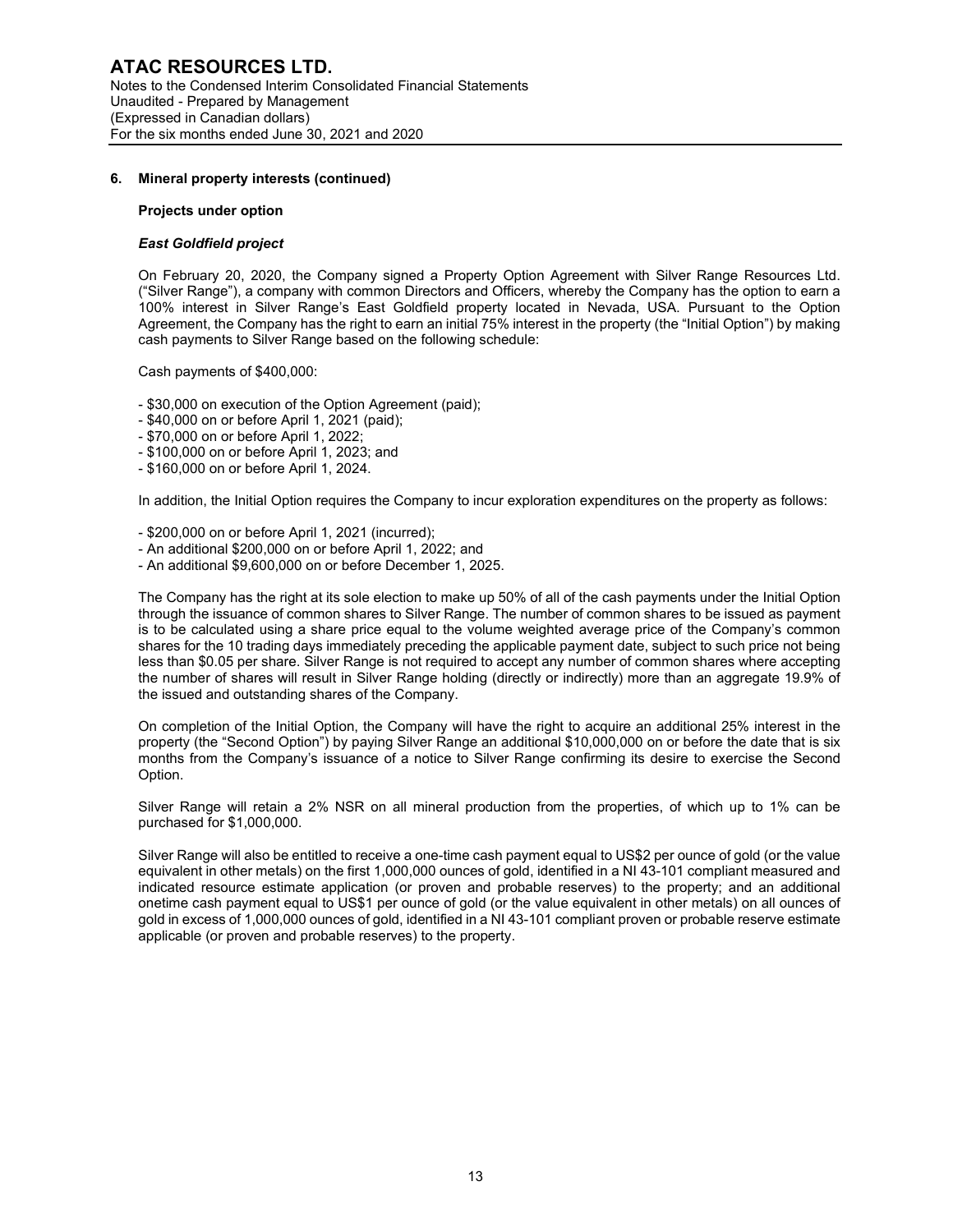### 6. Mineral property interests (continued)

**Projects under option**

***East Goldfield project***

On February 20, 2020, the Company signed a Property Option Agreement with Silver Range Resources Ltd. ("Silver Range"), a company with common Directors and Officers, whereby the Company has the option to earn a 100% interest in Silver Range's East Goldfield property located in Nevada, USA. Pursuant to the Option Agreement, the Company has the right to earn an initial 75% interest in the property (the "Initial Option") by making cash payments to Silver Range based on the following schedule:

Cash payments of $400,000:

- $30,000 on execution of the Option Agreement (paid);
- $40,000 on or before April 1, 2021 (paid);
- $70,000 on or before April 1, 2022;
- $100,000 on or before April 1, 2023; and
- $160,000 on or before April 1, 2024.

In addition, the Initial Option requires the Company to incur exploration expenditures on the property as follows:

- $200,000 on or before April 1, 2021 (incurred);
- An additional $200,000 on or before April 1, 2022; and
- An additional $9,600,000 on or before December 1, 2025.

The Company has the right at its sole election to make up 50% of all of the cash payments under the Initial Option through the issuance of common shares to Silver Range. The number of common shares to be issued as payment is to be calculated using a share price equal to the volume weighted average price of the Company's common shares for the 10 trading days immediately preceding the applicable payment date, subject to such price not being less than $0.05 per share. Silver Range is not required to accept any number of common shares where accepting the number of shares will result in Silver Range holding (directly or indirectly) more than an aggregate 19.9% of the issued and outstanding shares of the Company.

On completion of the Initial Option, the Company will have the right to acquire an additional 25% interest in the property (the "Second Option") by paying Silver Range an additional $10,000,000 on or before the date that is six months from the Company's issuance of a notice to Silver Range confirming its desire to exercise the Second Option.

Silver Range will retain a 2% NSR on all mineral production from the properties, of which up to 1% can be purchased for $1,000,000.

Silver Range will also be entitled to receive a one-time cash payment equal to US$2 per ounce of gold (or the value equivalent in other metals) on the first 1,000,000 ounces of gold, identified in a NI 43-101 compliant measured and indicated resource estimate application (or proven and probable reserves) to the property; and an additional onetime cash payment equal to US$1 per ounce of gold (or the value equivalent in other metals) on all ounces of gold in excess of 1,000,000 ounces of gold, identified in a NI 43-101 compliant proven or probable reserve estimate applicable (or proven and probable reserves) to the property.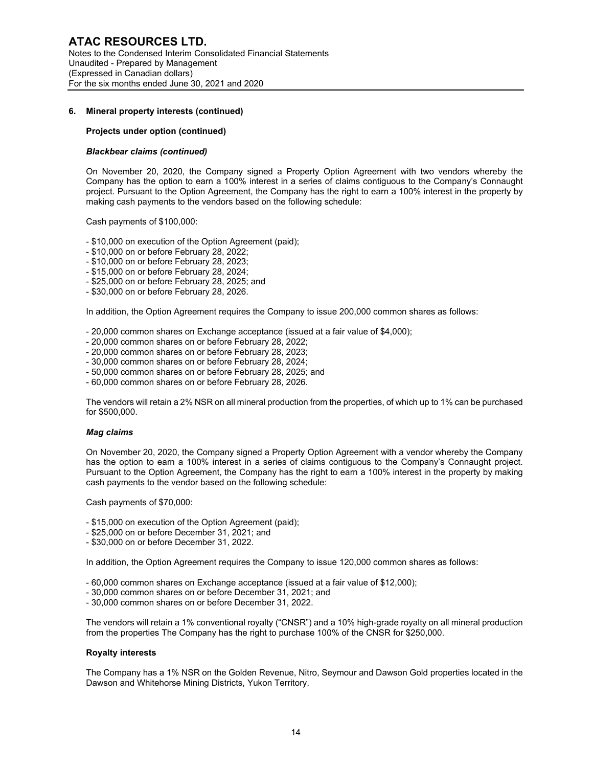## 6. Mineral property interests (continued)

### Projects under option (continued)

#### *Blackbear claims (continued)*

On November 20, 2020, the Company signed a Property Option Agreement with two vendors whereby the Company has the option to earn a 100% interest in a series of claims contiguous to the Company's Connaught project. Pursuant to the Option Agreement, the Company has the right to earn a 100% interest in the property by making cash payments to the vendors based on the following schedule:

Cash payments of $100,000:

- $10,000 on execution of the Option Agreement (paid);
- $10,000 on or before February 28, 2022;
- $10,000 on or before February 28, 2023;
- $15,000 on or before February 28, 2024;
- $25,000 on or before February 28, 2025; and
- $30,000 on or before February 28, 2026.

In addition, the Option Agreement requires the Company to issue 200,000 common shares as follows:

- 20,000 common shares on Exchange acceptance (issued at a fair value of $4,000);
- 20,000 common shares on or before February 28, 2022;
- 20,000 common shares on or before February 28, 2023;
- 30,000 common shares on or before February 28, 2024;
- 50,000 common shares on or before February 28, 2025; and
- 60,000 common shares on or before February 28, 2026.

The vendors will retain a 2% NSR on all mineral production from the properties, of which up to 1% can be purchased for $500,000.

#### *Mag claims*

On November 20, 2020, the Company signed a Property Option Agreement with a vendor whereby the Company has the option to earn a 100% interest in a series of claims contiguous to the Company's Connaught project. Pursuant to the Option Agreement, the Company has the right to earn a 100% interest in the property by making cash payments to the vendor based on the following schedule:

Cash payments of $70,000:

- $15,000 on execution of the Option Agreement (paid);
- $25,000 on or before December 31, 2021; and
- $30,000 on or before December 31, 2022.

In addition, the Option Agreement requires the Company to issue 120,000 common shares as follows:

- 60,000 common shares on Exchange acceptance (issued at a fair value of $12,000);
- 30,000 common shares on or before December 31, 2021; and
- 30,000 common shares on or before December 31, 2022.

The vendors will retain a 1% conventional royalty ("CNSR") and a 10% high-grade royalty on all mineral production from the properties The Company has the right to purchase 100% of the CNSR for $250,000.

### Royalty interests

The Company has a 1% NSR on the Golden Revenue, Nitro, Seymour and Dawson Gold properties located in the Dawson and Whitehorse Mining Districts, Yukon Territory.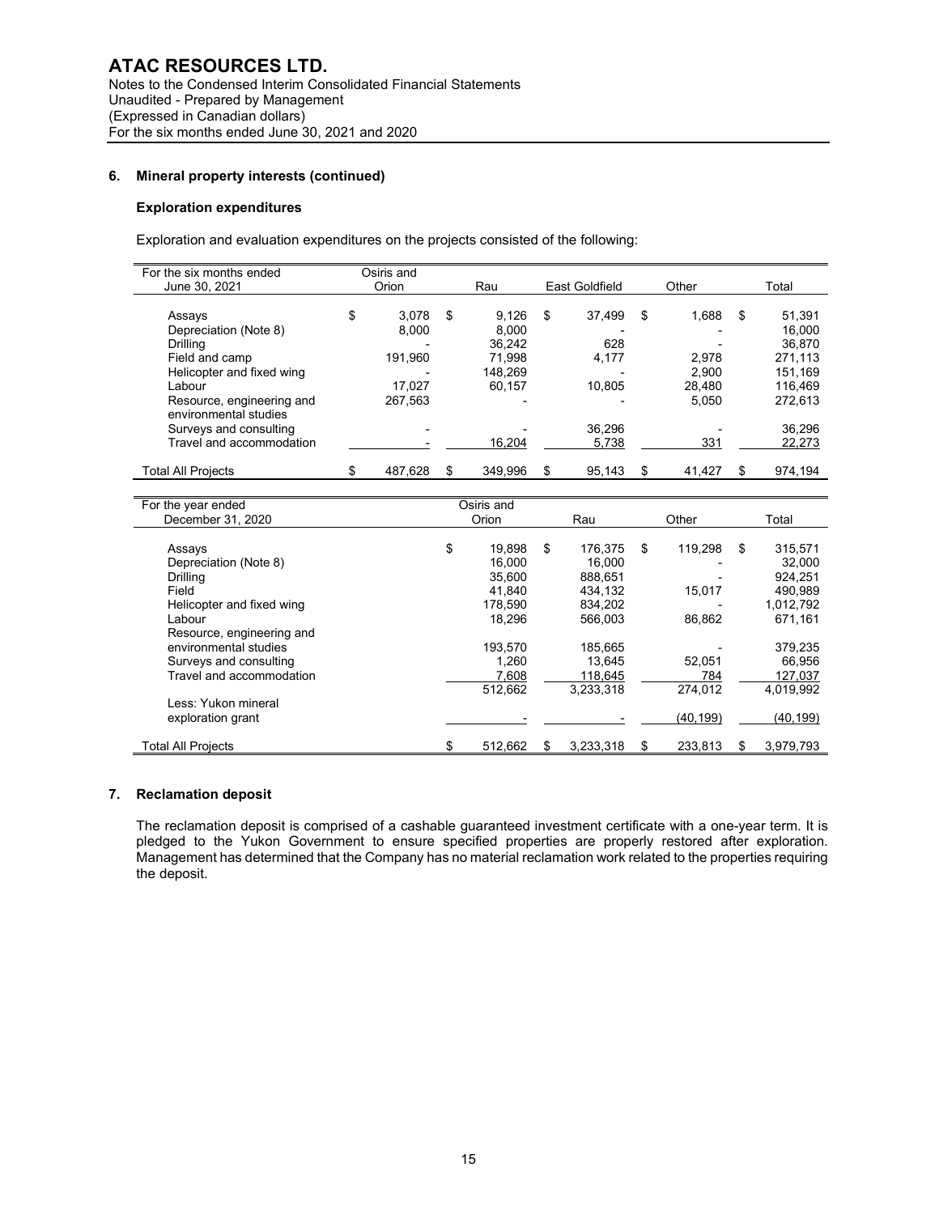## 6. Mineral property interests (continued)

### Exploration expenditures

Exploration and evaluation expenditures on the projects consisted of the following:

| For the six months ended June 30, 2021 | Osiris and Orion | Rau | East Goldfield | Other | Total |
|---|---|---|---|---|---|
| Assays | $ 3,078 | $ 9,126 | $ 37,499 | $ 1,688 | $ 51,391 |
| Depreciation (Note 8) | 8,000 | 8,000 | - | - | 16,000 |
| Drilling | - | 36,242 | 628 | - | 36,870 |
| Field and camp | 191,960 | 71,998 | 4,177 | 2,978 | 271,113 |
| Helicopter and fixed wing | - | 148,269 | - | 2,900 | 151,169 |
| Labour | 17,027 | 60,157 | 10,805 | 28,480 | 116,469 |
| Resource, engineering and environmental studies | 267,563 | - | - | 5,050 | 272,613 |
| Surveys and consulting | - | - | 36,296 | - | 36,296 |
| Travel and accommodation | - | 16,204 | 5,738 | 331 | 22,273 |
| Total All Projects | $ 487,628 | $ 349,996 | $ 95,143 | $ 41,427 | $ 974,194 |

| For the year ended December 31, 2020 | Osiris and Orion | Rau | Other | Total |
|---|---|---|---|---|
| Assays | $ 19,898 | $ 176,375 | $ 119,298 | $ 315,571 |
| Depreciation (Note 8) | 16,000 | 16,000 | - | 32,000 |
| Drilling | 35,600 | 888,651 | - | 924,251 |
| Field | 41,840 | 434,132 | 15,017 | 490,989 |
| Helicopter and fixed wing | 178,590 | 834,202 | - | 1,012,792 |
| Labour | 18,296 | 566,003 | 86,862 | 671,161 |
| Resource, engineering and environmental studies | 193,570 | 185,665 | - | 379,235 |
| Surveys and consulting | 1,260 | 13,645 | 52,051 | 66,956 |
| Travel and accommodation | 7,608 | 118,645 | 784 | 127,037 |
| | 512,662 | 3,233,318 | 274,012 | 4,019,992 |
| Less: Yukon mineral exploration grant | - | - | (40,199) | (40,199) |
| Total All Projects | $ 512,662 | $ 3,233,318 | $ 233,813 | $ 3,979,793 |

## 7. Reclamation deposit

The reclamation deposit is comprised of a cashable guaranteed investment certificate with a one-year term. It is pledged to the Yukon Government to ensure specified properties are properly restored after exploration. Management has determined that the Company has no material reclamation work related to the properties requiring the deposit.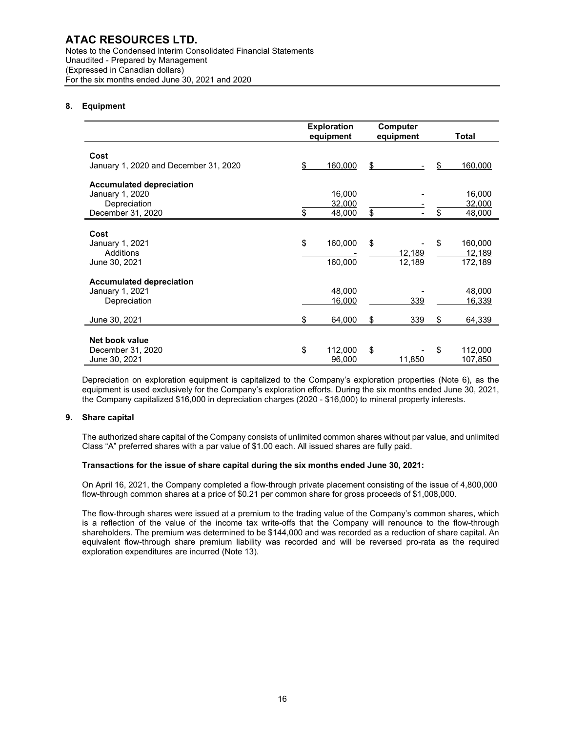## 8. Equipment

| | Exploration equipment | Computer equipment | Total |
|---|---|---|---|
| **Cost** | | | |
| January 1, 2020 and December 31, 2020 | $ 160,000 | $ - | $ 160,000 |
| **Accumulated depreciation** | | | |
| January 1, 2020 | 16,000 | - | 16,000 |
| Depreciation | 32,000 | - | 32,000 |
| December 31, 2020 | $ 48,000 | $ - | $ 48,000 |
| **Cost** | | | |
| January 1, 2021 | $ 160,000 | $ - | $ 160,000 |
| Additions | - | 12,189 | 12,189 |
| June 30, 2021 | 160,000 | 12,189 | 172,189 |
| **Accumulated depreciation** | | | |
| January 1, 2021 | 48,000 | - | 48,000 |
| Depreciation | 16,000 | 339 | 16,339 |
| June 30, 2021 | $ 64,000 | $ 339 | $ 64,339 |
| **Net book value** | | | |
| December 31, 2020 | $ 112,000 | $ - | $ 112,000 |
| June 30, 2021 | 96,000 | 11,850 | 107,850 |

Depreciation on exploration equipment is capitalized to the Company's exploration properties (Note 6), as the equipment is used exclusively for the Company's exploration efforts. During the six months ended June 30, 2021, the Company capitalized $16,000 in depreciation charges (2020 - $16,000) to mineral property interests.

## 9. Share capital

The authorized share capital of the Company consists of unlimited common shares without par value, and unlimited Class "A" preferred shares with a par value of $1.00 each. All issued shares are fully paid.

**Transactions for the issue of share capital during the six months ended June 30, 2021:**

On April 16, 2021, the Company completed a flow-through private placement consisting of the issue of 4,800,000 flow-through common shares at a price of $0.21 per common share for gross proceeds of $1,008,000.

The flow-through shares were issued at a premium to the trading value of the Company's common shares, which is a reflection of the value of the income tax write-offs that the Company will renounce to the flow-through shareholders. The premium was determined to be $144,000 and was recorded as a reduction of share capital. An equivalent flow-through share premium liability was recorded and will be reversed pro-rata as the required exploration expenditures are incurred (Note 13).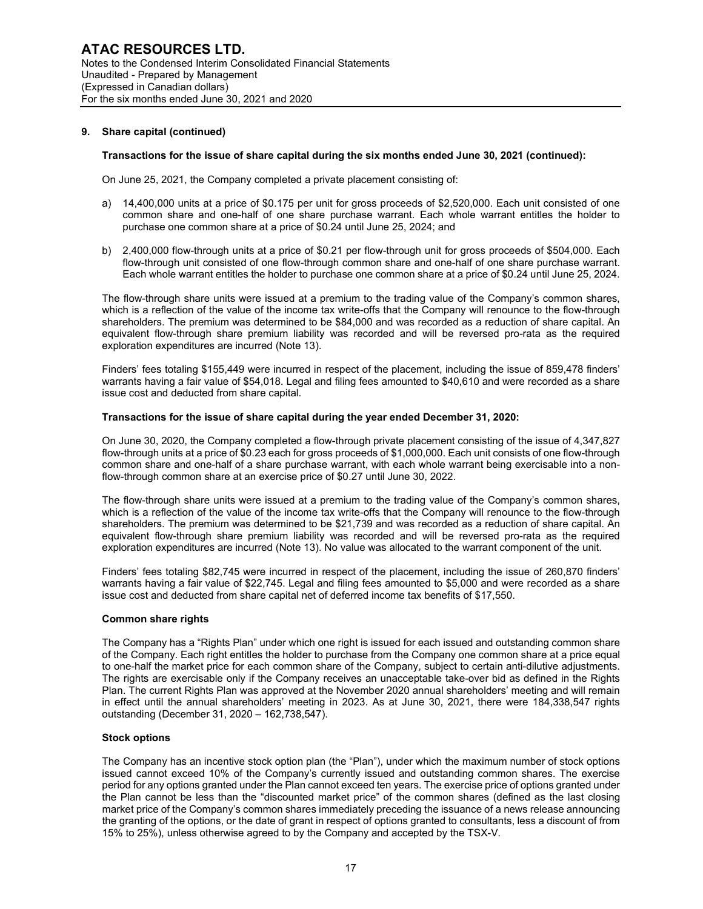## 9. Share capital (continued)

**Transactions for the issue of share capital during the six months ended June 30, 2021 (continued):**

On June 25, 2021, the Company completed a private placement consisting of:

a) 14,400,000 units at a price of $0.175 per unit for gross proceeds of $2,520,000. Each unit consisted of one common share and one-half of one share purchase warrant. Each whole warrant entitles the holder to purchase one common share at a price of $0.24 until June 25, 2024; and

b) 2,400,000 flow-through units at a price of $0.21 per flow-through unit for gross proceeds of $504,000. Each flow-through unit consisted of one flow-through common share and one-half of one share purchase warrant. Each whole warrant entitles the holder to purchase one common share at a price of $0.24 until June 25, 2024.

The flow-through share units were issued at a premium to the trading value of the Company's common shares, which is a reflection of the value of the income tax write-offs that the Company will renounce to the flow-through shareholders. The premium was determined to be $84,000 and was recorded as a reduction of share capital. An equivalent flow-through share premium liability was recorded and will be reversed pro-rata as the required exploration expenditures are incurred (Note 13).

Finders' fees totaling $155,449 were incurred in respect of the placement, including the issue of 859,478 finders' warrants having a fair value of $54,018. Legal and filing fees amounted to $40,610 and were recorded as a share issue cost and deducted from share capital.

**Transactions for the issue of share capital during the year ended December 31, 2020:**

On June 30, 2020, the Company completed a flow-through private placement consisting of the issue of 4,347,827 flow-through units at a price of $0.23 each for gross proceeds of $1,000,000. Each unit consists of one flow-through common share and one-half of a share purchase warrant, with each whole warrant being exercisable into a non-flow-through common share at an exercise price of $0.27 until June 30, 2022.

The flow-through share units were issued at a premium to the trading value of the Company's common shares, which is a reflection of the value of the income tax write-offs that the Company will renounce to the flow-through shareholders. The premium was determined to be $21,739 and was recorded as a reduction of share capital. An equivalent flow-through share premium liability was recorded and will be reversed pro-rata as the required exploration expenditures are incurred (Note 13). No value was allocated to the warrant component of the unit.

Finders' fees totaling $82,745 were incurred in respect of the placement, including the issue of 260,870 finders' warrants having a fair value of $22,745. Legal and filing fees amounted to $5,000 and were recorded as a share issue cost and deducted from share capital net of deferred income tax benefits of $17,550.

**Common share rights**

The Company has a "Rights Plan" under which one right is issued for each issued and outstanding common share of the Company. Each right entitles the holder to purchase from the Company one common share at a price equal to one-half the market price for each common share of the Company, subject to certain anti-dilutive adjustments. The rights are exercisable only if the Company receives an unacceptable take-over bid as defined in the Rights Plan. The current Rights Plan was approved at the November 2020 annual shareholders' meeting and will remain in effect until the annual shareholders' meeting in 2023. As at June 30, 2021, there were 184,338,547 rights outstanding (December 31, 2020 – 162,738,547).

**Stock options**

The Company has an incentive stock option plan (the "Plan"), under which the maximum number of stock options issued cannot exceed 10% of the Company's currently issued and outstanding common shares. The exercise period for any options granted under the Plan cannot exceed ten years. The exercise price of options granted under the Plan cannot be less than the "discounted market price" of the common shares (defined as the last closing market price of the Company's common shares immediately preceding the issuance of a news release announcing the granting of the options, or the date of grant in respect of options granted to consultants, less a discount of from 15% to 25%), unless otherwise agreed to by the Company and accepted by the TSX-V.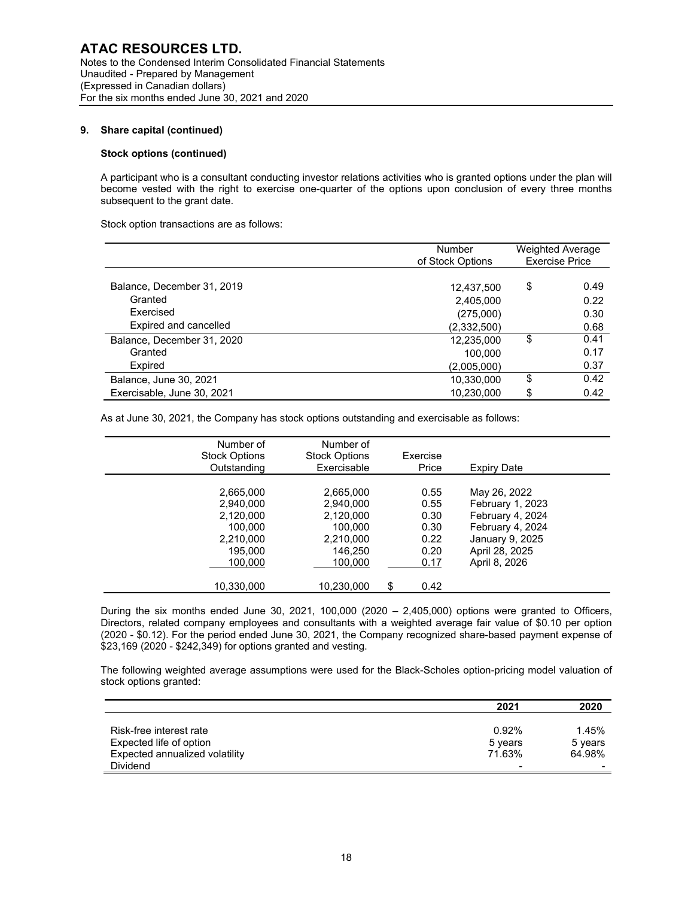### 9. Share capital (continued)

**Stock options (continued)**

A participant who is a consultant conducting investor relations activities who is granted options under the plan will become vested with the right to exercise one-quarter of the options upon conclusion of every three months subsequent to the grant date.

Stock option transactions are as follows:

| | Number of Stock Options | Weighted Average Exercise Price |
|---|---|---|
| Balance, December 31, 2019 | 12,437,500 | $ 0.49 |
| Granted | 2,405,000 | 0.22 |
| Exercised | (275,000) | 0.30 |
| Expired and cancelled | (2,332,500) | 0.68 |
| Balance, December 31, 2020 | 12,235,000 | $ 0.41 |
| Granted | 100,000 | 0.17 |
| Expired | (2,005,000) | 0.37 |
| Balance, June 30, 2021 | 10,330,000 | $ 0.42 |
| Exercisable, June 30, 2021 | 10,230,000 | $ 0.42 |

As at June 30, 2021, the Company has stock options outstanding and exercisable as follows:

| Number of Stock Options Outstanding | Number of Stock Options Exercisable | Exercise Price | Expiry Date |
|---|---|---|---|
| 2,665,000 | 2,665,000 | 0.55 | May 26, 2022 |
| 2,940,000 | 2,940,000 | 0.55 | February 1, 2023 |
| 2,120,000 | 2,120,000 | 0.30 | February 4, 2024 |
| 100,000 | 100,000 | 0.30 | February 4, 2024 |
| 2,210,000 | 2,210,000 | 0.22 | January 9, 2025 |
| 195,000 | 146,250 | 0.20 | April 28, 2025 |
| 100,000 | 100,000 | 0.17 | April 8, 2026 |
| 10,330,000 | 10,230,000 | $ 0.42 | |

During the six months ended June 30, 2021, 100,000 (2020 – 2,405,000) options were granted to Officers, Directors, related company employees and consultants with a weighted average fair value of $0.10 per option (2020 - $0.12). For the period ended June 30, 2021, the Company recognized share-based payment expense of $23,169 (2020 - $242,349) for options granted and vesting.

The following weighted average assumptions were used for the Black-Scholes option-pricing model valuation of stock options granted:

| | 2021 | 2020 |
|---|---|---|
| Risk-free interest rate | 0.92% | 1.45% |
| Expected life of option | 5 years | 5 years |
| Expected annualized volatility | 71.63% | 64.98% |
| Dividend | - | - |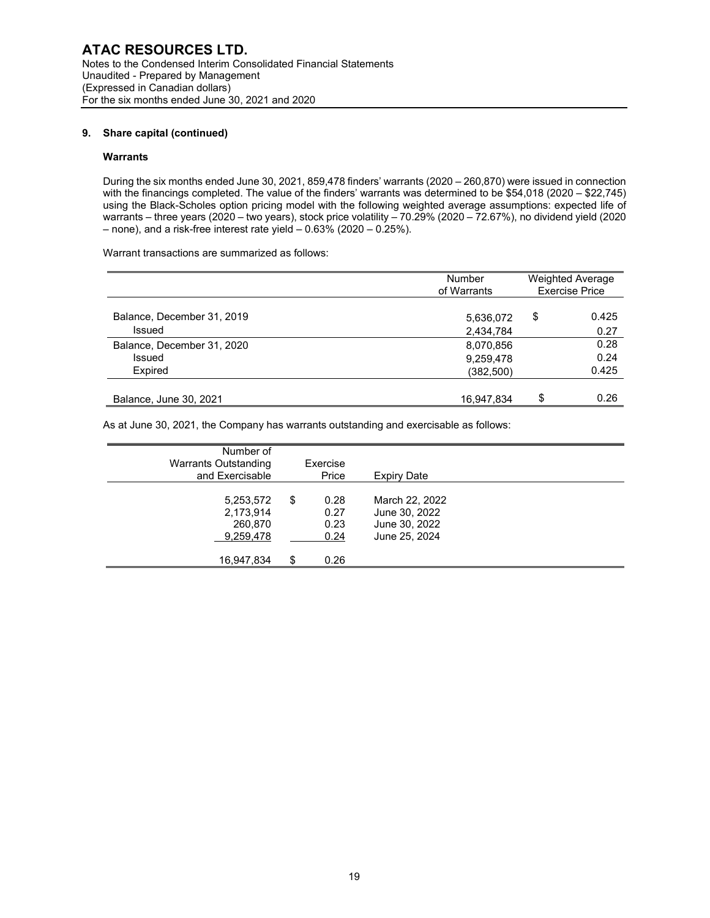**ATAC RESOURCES LTD.**
Notes to the Condensed Interim Consolidated Financial Statements
Unaudited - Prepared by Management
(Expressed in Canadian dollars)
For the six months ended June 30, 2021 and 2020

### 9. Share capital (continued)

#### Warrants

During the six months ended June 30, 2021, 859,478 finders' warrants (2020 – 260,870) were issued in connection with the financings completed. The value of the finders' warrants was determined to be $54,018 (2020 – $22,745) using the Black-Scholes option pricing model with the following weighted average assumptions: expected life of warrants – three years (2020 – two years), stock price volatility – 70.29% (2020 – 72.67%), no dividend yield (2020 – none), and a risk-free interest rate yield – 0.63% (2020 – 0.25%).

Warrant transactions are summarized as follows:

| | Number of Warrants | Weighted Average Exercise Price |
|---|---|---|
| Balance, December 31, 2019 | 5,636,072 | $ 0.425 |
| Issued | 2,434,784 | 0.27 |
| Balance, December 31, 2020 | 8,070,856 | 0.28 |
| Issued | 9,259,478 | 0.24 |
| Expired | (382,500) | 0.425 |
| Balance, June 30, 2021 | 16,947,834 | $ 0.26 |

As at June 30, 2021, the Company has warrants outstanding and exercisable as follows:

| Number of Warrants Outstanding and Exercisable | Exercise Price | Expiry Date |
|---|---|---|
| 5,253,572 | $ 0.28 | March 22, 2022 |
| 2,173,914 | 0.27 | June 30, 2022 |
| 260,870 | 0.23 | June 30, 2022 |
| 9,259,478 | 0.24 | June 25, 2024 |
| 16,947,834 | $ 0.26 | |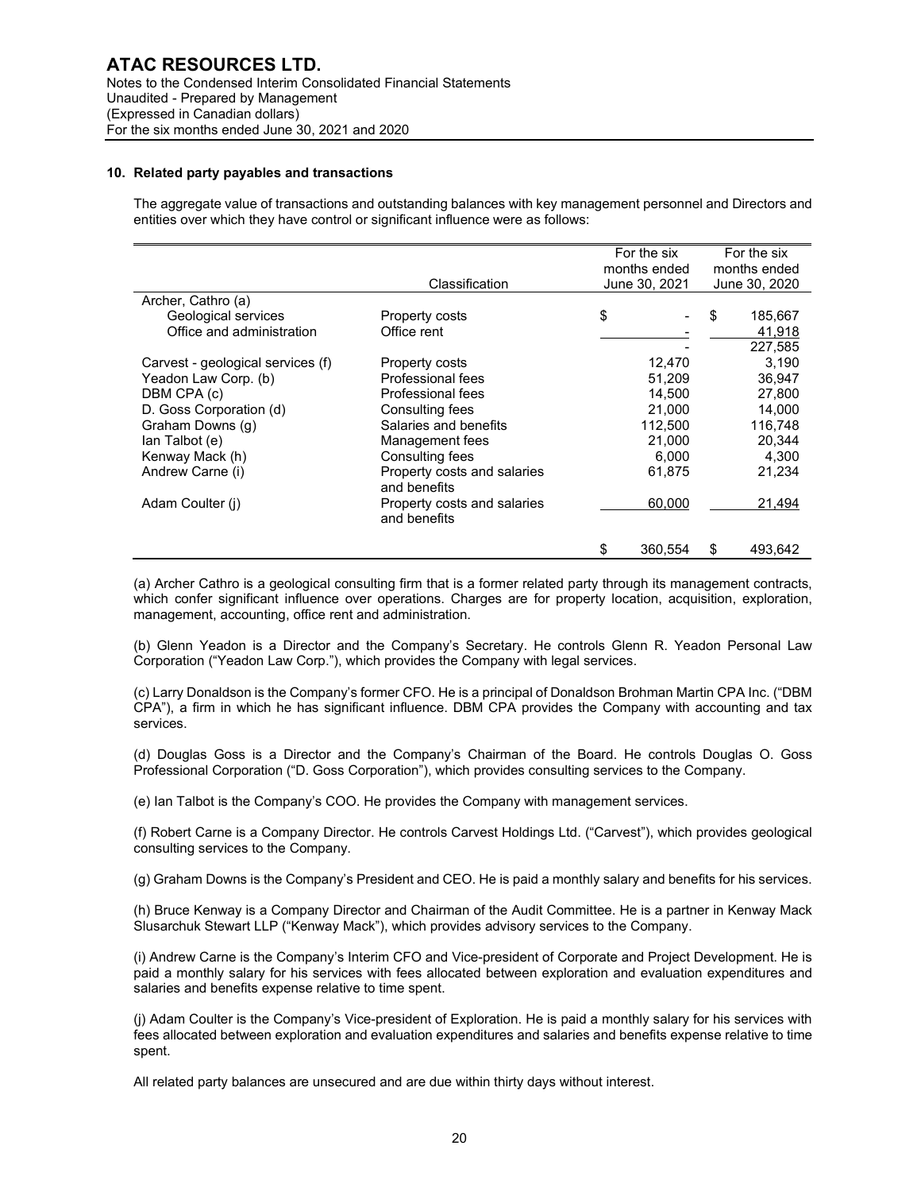### 10. Related party payables and transactions

The aggregate value of transactions and outstanding balances with key management personnel and Directors and entities over which they have control or significant influence were as follows:

| | Classification | For the six months ended June 30, 2021 | For the six months ended June 30, 2020 |
|---|---|---|---|
| Archer, Cathro (a) | | | |
| Geological services | Property costs | $ - | $ 185,667 |
| Office and administration | Office rent | - | 41,918 |
| | | - | 227,585 |
| Carvest - geological services (f) | Property costs | 12,470 | 3,190 |
| Yeadon Law Corp. (b) | Professional fees | 51,209 | 36,947 |
| DBM CPA (c) | Professional fees | 14,500 | 27,800 |
| D. Goss Corporation (d) | Consulting fees | 21,000 | 14,000 |
| Graham Downs (g) | Salaries and benefits | 112,500 | 116,748 |
| Ian Talbot (e) | Management fees | 21,000 | 20,344 |
| Kenway Mack (h) | Consulting fees | 6,000 | 4,300 |
| Andrew Carne (i) | Property costs and salaries and benefits | 61,875 | 21,234 |
| Adam Coulter (j) | Property costs and salaries and benefits | 60,000 | 21,494 |
| | | $ 360,554 | $ 493,642 |

(a) Archer Cathro is a geological consulting firm that is a former related party through its management contracts, which confer significant influence over operations. Charges are for property location, acquisition, exploration, management, accounting, office rent and administration.

(b) Glenn Yeadon is a Director and the Company's Secretary. He controls Glenn R. Yeadon Personal Law Corporation ("Yeadon Law Corp."), which provides the Company with legal services.

(c) Larry Donaldson is the Company's former CFO. He is a principal of Donaldson Brohman Martin CPA Inc. ("DBM CPA"), a firm in which he has significant influence. DBM CPA provides the Company with accounting and tax services.

(d) Douglas Goss is a Director and the Company's Chairman of the Board. He controls Douglas O. Goss Professional Corporation ("D. Goss Corporation"), which provides consulting services to the Company.

(e) Ian Talbot is the Company's COO. He provides the Company with management services.

(f) Robert Carne is a Company Director. He controls Carvest Holdings Ltd. ("Carvest"), which provides geological consulting services to the Company.

(g) Graham Downs is the Company's President and CEO. He is paid a monthly salary and benefits for his services.

(h) Bruce Kenway is a Company Director and Chairman of the Audit Committee. He is a partner in Kenway Mack Slusarchuk Stewart LLP ("Kenway Mack"), which provides advisory services to the Company.

(i) Andrew Carne is the Company's Interim CFO and Vice-president of Corporate and Project Development. He is paid a monthly salary for his services with fees allocated between exploration and evaluation expenditures and salaries and benefits expense relative to time spent.

(j) Adam Coulter is the Company's Vice-president of Exploration. He is paid a monthly salary for his services with fees allocated between exploration and evaluation expenditures and salaries and benefits expense relative to time spent.

All related party balances are unsecured and are due within thirty days without interest.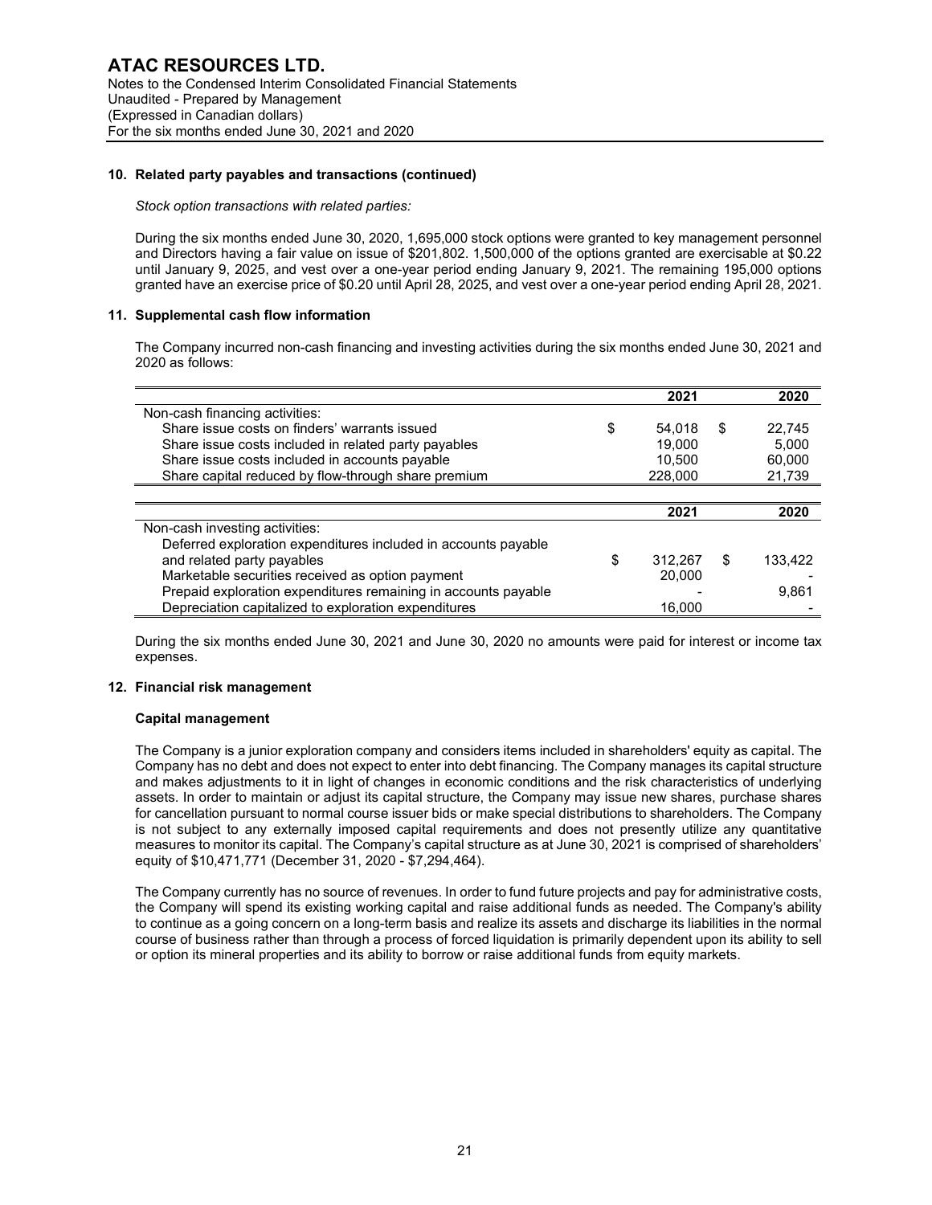### 10. Related party payables and transactions (continued)

*Stock option transactions with related parties:*

During the six months ended June 30, 2020, 1,695,000 stock options were granted to key management personnel and Directors having a fair value on issue of $201,802. 1,500,000 of the options granted are exercisable at $0.22 until January 9, 2025, and vest over a one-year period ending January 9, 2021. The remaining 195,000 options granted have an exercise price of $0.20 until April 28, 2025, and vest over a one-year period ending April 28, 2021.

### 11. Supplemental cash flow information

The Company incurred non-cash financing and investing activities during the six months ended June 30, 2021 and 2020 as follows:

| | 2021 | 2020 |
|---|---|---|
| Non-cash financing activities: | | |
| Share issue costs on finders' warrants issued | $ 54,018 | $ 22,745 |
| Share issue costs included in related party payables | 19,000 | 5,000 |
| Share issue costs included in accounts payable | 10,500 | 60,000 |
| Share capital reduced by flow-through share premium | 228,000 | 21,739 |

| | 2021 | 2020 |
|---|---|---|
| Non-cash investing activities: | | |
| Deferred exploration expenditures included in accounts payable and related party payables | $ 312,267 | $ 133,422 |
| Marketable securities received as option payment | 20,000 | - |
| Prepaid exploration expenditures remaining in accounts payable | - | 9,861 |
| Depreciation capitalized to exploration expenditures | 16,000 | - |

During the six months ended June 30, 2021 and June 30, 2020 no amounts were paid for interest or income tax expenses.

### 12. Financial risk management

**Capital management**

The Company is a junior exploration company and considers items included in shareholders' equity as capital. The Company has no debt and does not expect to enter into debt financing. The Company manages its capital structure and makes adjustments to it in light of changes in economic conditions and the risk characteristics of underlying assets. In order to maintain or adjust its capital structure, the Company may issue new shares, purchase shares for cancellation pursuant to normal course issuer bids or make special distributions to shareholders. The Company is not subject to any externally imposed capital requirements and does not presently utilize any quantitative measures to monitor its capital. The Company's capital structure as at June 30, 2021 is comprised of shareholders' equity of $10,471,771 (December 31, 2020 - $7,294,464).

The Company currently has no source of revenues. In order to fund future projects and pay for administrative costs, the Company will spend its existing working capital and raise additional funds as needed. The Company's ability to continue as a going concern on a long-term basis and realize its assets and discharge its liabilities in the normal course of business rather than through a process of forced liquidation is primarily dependent upon its ability to sell or option its mineral properties and its ability to borrow or raise additional funds from equity markets.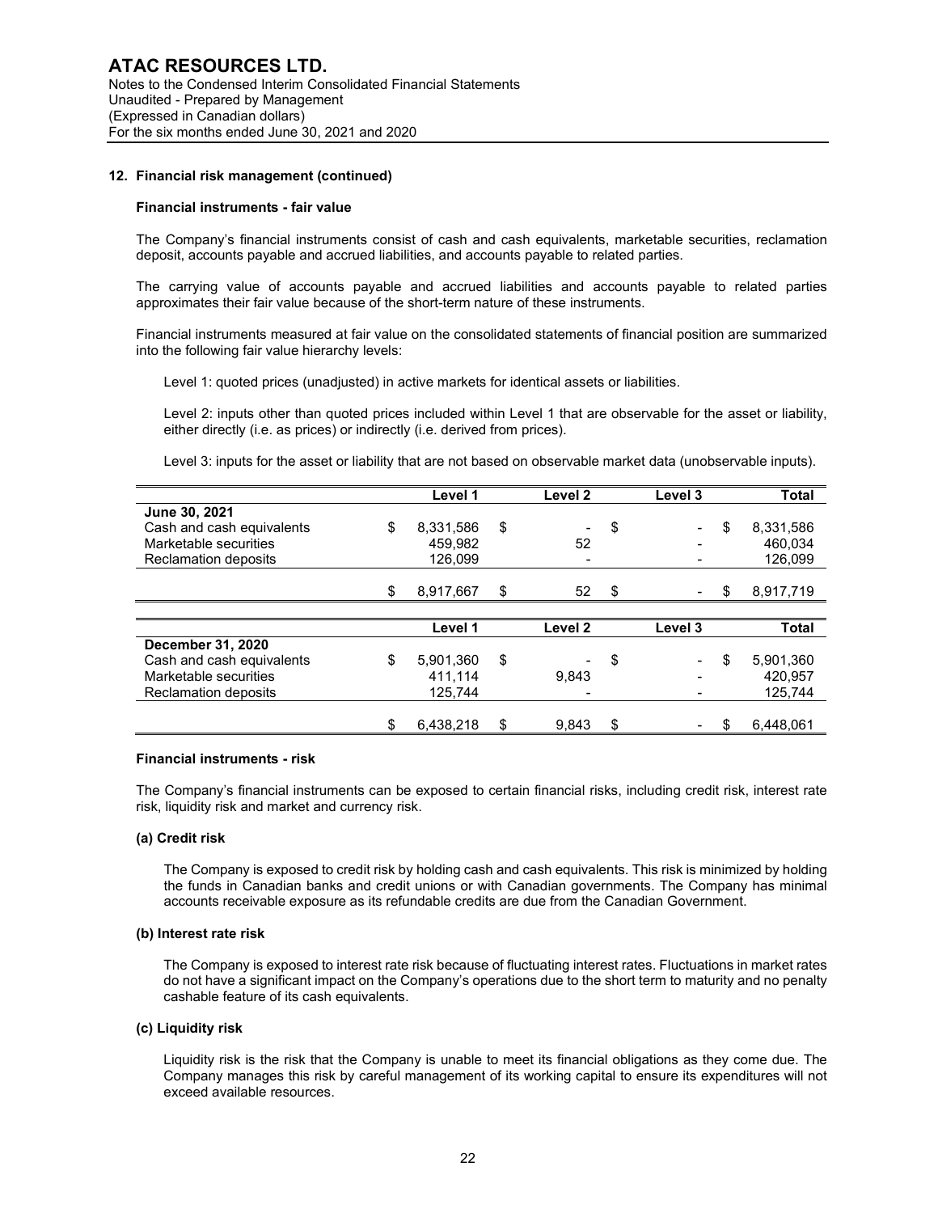## 12. Financial risk management (continued)

### Financial instruments - fair value

The Company's financial instruments consist of cash and cash equivalents, marketable securities, reclamation deposit, accounts payable and accrued liabilities, and accounts payable to related parties.

The carrying value of accounts payable and accrued liabilities and accounts payable to related parties approximates their fair value because of the short-term nature of these instruments.

Financial instruments measured at fair value on the consolidated statements of financial position are summarized into the following fair value hierarchy levels:

Level 1: quoted prices (unadjusted) in active markets for identical assets or liabilities.

Level 2: inputs other than quoted prices included within Level 1 that are observable for the asset or liability, either directly (i.e. as prices) or indirectly (i.e. derived from prices).

Level 3: inputs for the asset or liability that are not based on observable market data (unobservable inputs).

| | Level 1 | Level 2 | Level 3 | Total |
|---|---|---|---|---|
| **June 30, 2021** | | | | |
| Cash and cash equivalents | $ 8,331,586 | $ - | $ - | $ 8,331,586 |
| Marketable securities | 459,982 | 52 | - | 460,034 |
| Reclamation deposits | 126,099 | - | - | 126,099 |
| | $ 8,917,667 | $ 52 | $ - | $ 8,917,719 |

| | Level 1 | Level 2 | Level 3 | Total |
|---|---|---|---|---|
| **December 31, 2020** | | | | |
| Cash and cash equivalents | $ 5,901,360 | $ - | $ - | $ 5,901,360 |
| Marketable securities | 411,114 | 9,843 | - | 420,957 |
| Reclamation deposits | 125,744 | - | - | 125,744 |
| | $ 6,438,218 | $ 9,843 | $ - | $ 6,448,061 |

### Financial instruments - risk

The Company's financial instruments can be exposed to certain financial risks, including credit risk, interest rate risk, liquidity risk and market and currency risk.

#### (a) Credit risk

The Company is exposed to credit risk by holding cash and cash equivalents. This risk is minimized by holding the funds in Canadian banks and credit unions or with Canadian governments. The Company has minimal accounts receivable exposure as its refundable credits are due from the Canadian Government.

#### (b) Interest rate risk

The Company is exposed to interest rate risk because of fluctuating interest rates. Fluctuations in market rates do not have a significant impact on the Company's operations due to the short term to maturity and no penalty cashable feature of its cash equivalents.

#### (c) Liquidity risk

Liquidity risk is the risk that the Company is unable to meet its financial obligations as they come due. The Company manages this risk by careful management of its working capital to ensure its expenditures will not exceed available resources.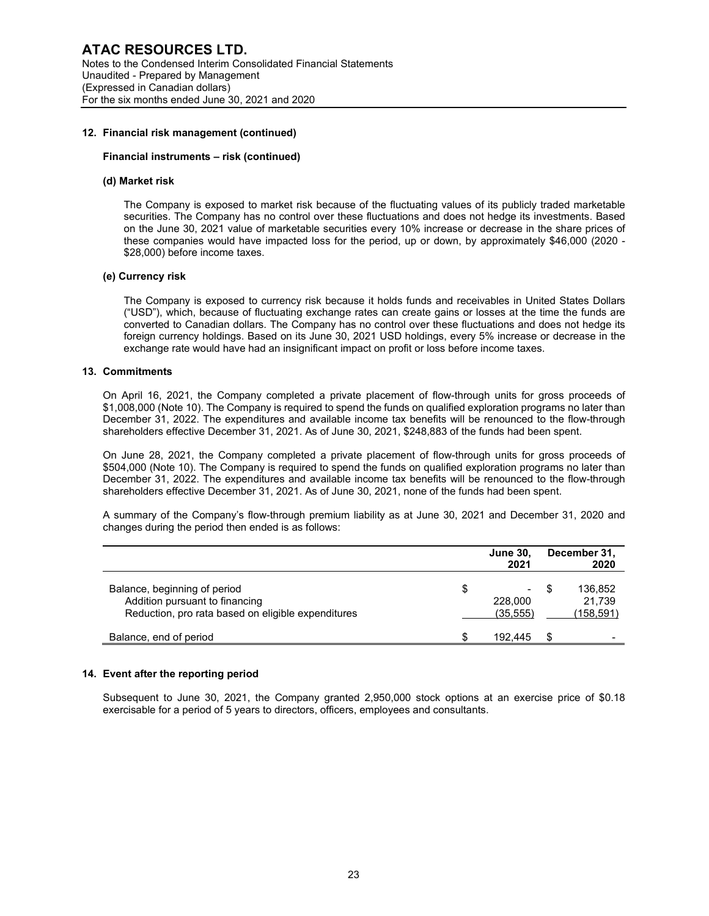## 12. Financial risk management (continued)

### Financial instruments – risk (continued)

#### (d) Market risk

The Company is exposed to market risk because of the fluctuating values of its publicly traded marketable securities. The Company has no control over these fluctuations and does not hedge its investments. Based on the June 30, 2021 value of marketable securities every 10% increase or decrease in the share prices of these companies would have impacted loss for the period, up or down, by approximately $46,000 (2020 - $28,000) before income taxes.

#### (e) Currency risk

The Company is exposed to currency risk because it holds funds and receivables in United States Dollars ("USD"), which, because of fluctuating exchange rates can create gains or losses at the time the funds are converted to Canadian dollars. The Company has no control over these fluctuations and does not hedge its foreign currency holdings. Based on its June 30, 2021 USD holdings, every 5% increase or decrease in the exchange rate would have had an insignificant impact on profit or loss before income taxes.

## 13. Commitments

On April 16, 2021, the Company completed a private placement of flow-through units for gross proceeds of $1,008,000 (Note 10). The Company is required to spend the funds on qualified exploration programs no later than December 31, 2022. The expenditures and available income tax benefits will be renounced to the flow-through shareholders effective December 31, 2021. As of June 30, 2021, $248,883 of the funds had been spent.

On June 28, 2021, the Company completed a private placement of flow-through units for gross proceeds of $504,000 (Note 10). The Company is required to spend the funds on qualified exploration programs no later than December 31, 2022. The expenditures and available income tax benefits will be renounced to the flow-through shareholders effective December 31, 2021. As of June 30, 2021, none of the funds had been spent.

A summary of the Company's flow-through premium liability as at June 30, 2021 and December 31, 2020 and changes during the period then ended is as follows:

| | June 30, 2021 | December 31, 2020 |
|---|---|---|
| Balance, beginning of period | $ - | $ 136,852 |
| Addition pursuant to financing | 228,000 | 21,739 |
| Reduction, pro rata based on eligible expenditures | (35,555) | (158,591) |
| Balance, end of period | $ 192,445 | $ - |

## 14. Event after the reporting period

Subsequent to June 30, 2021, the Company granted 2,950,000 stock options at an exercise price of $0.18 exercisable for a period of 5 years to directors, officers, employees and consultants.